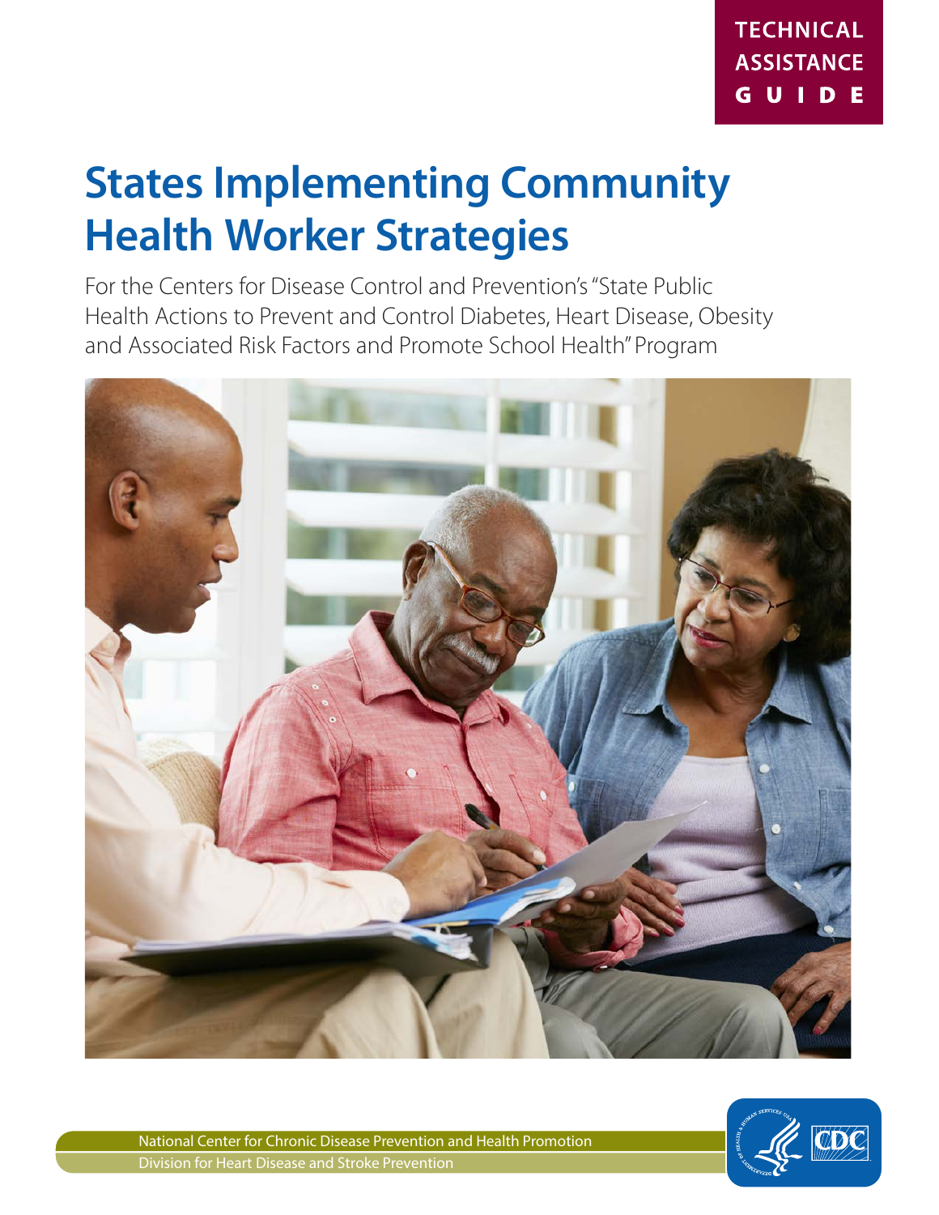TECHNICAL ASSISTANCE GUIDE

# States Implementing Community Health Worker Strategies

For the Centers for Disease Control and Prevention's "State Public Health Actions to Prevent and Control Diabetes, Heart Disease, Obesity and Associated Risk Factors and Promote School Health" Program

National Center for Chronic Disease Prevention and Health Promotion

Division for Heart Disease and Stroke Prevention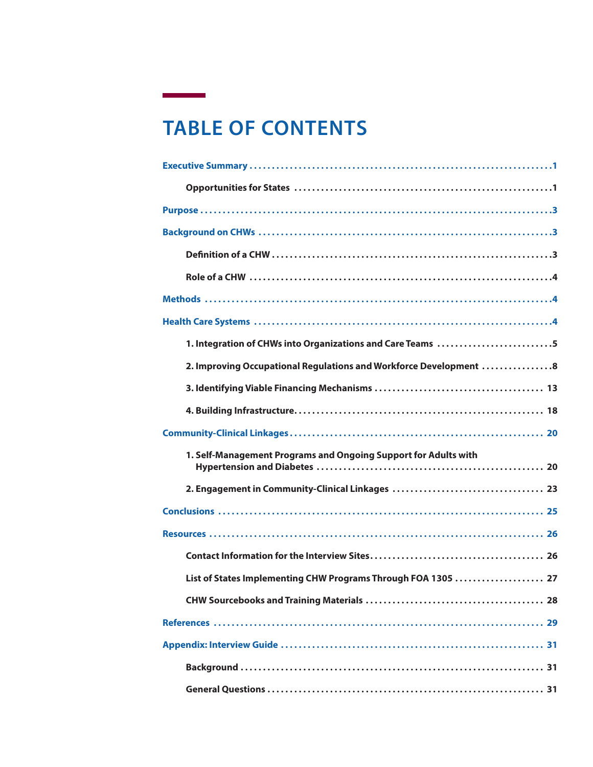# TABLE OF CONTENTS

**Executive Summary** . . . . . . . . . . . . 1

- **Opportunities for States** . . . . . . . . . . . . 1

**Purpose** . . . . . . . . . . . . 3

**Background on CHWs** . . . . . . . . . . . . 3

- **Definition of a CHW** . . . . . . . . . . . . 3
- **Role of a CHW** . . . . . . . . . . . . 4

**Methods** . . . . . . . . . . . . 4

**Health Care Systems** . . . . . . . . . . . . 4

- **1. Integration of CHWs into Organizations and Care Teams** . . . . . . . . . . . . 5
- **2. Improving Occupational Regulations and Workforce Development** . . . . . . . . . . . . 8
- **3. Identifying Viable Financing Mechanisms** . . . . . . . . . . . . 13
- **4. Building Infrastructure** . . . . . . . . . . . . 18

**Community-Clinical Linkages** . . . . . . . . . . . . 20

- **1. Self-Management Programs and Ongoing Support for Adults with Hypertension and Diabetes** . . . . . . . . . . . . 20
- **2. Engagement in Community-Clinical Linkages** . . . . . . . . . . . . 23

**Conclusions** . . . . . . . . . . . . 25

**Resources** . . . . . . . . . . . . 26

- **Contact Information for the Interview Sites** . . . . . . . . . . . . 26
- **List of States Implementing CHW Programs Through FOA 1305** . . . . . . . . . . . . 27
- **CHW Sourcebooks and Training Materials** . . . . . . . . . . . . 28

**References** . . . . . . . . . . . . 29

**Appendix: Interview Guide** . . . . . . . . . . . . 31

- **Background** . . . . . . . . . . . . 31
- **General Questions** . . . . . . . . . . . . 31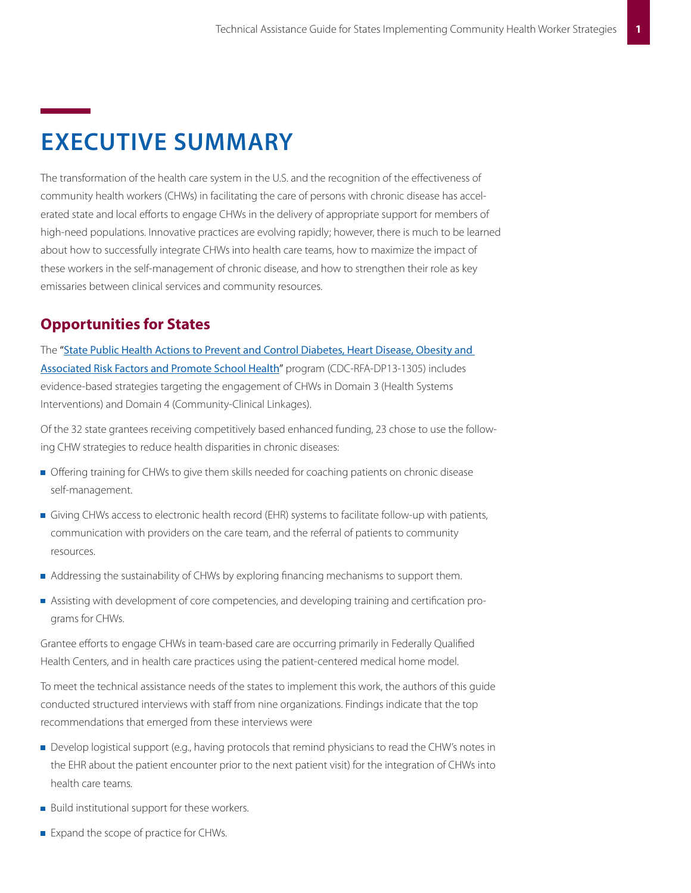# EXECUTIVE SUMMARY

The transformation of the health care system in the U.S. and the recognition of the effectiveness of community health workers (CHWs) in facilitating the care of persons with chronic disease has accelerated state and local efforts to engage CHWs in the delivery of appropriate support for members of high-need populations. Innovative practices are evolving rapidly; however, there is much to be learned about how to successfully integrate CHWs into health care teams, how to maximize the impact of these workers in the self-management of chronic disease, and how to strengthen their role as key emissaries between clinical services and community resources.

## Opportunities for States

The "State Public Health Actions to Prevent and Control Diabetes, Heart Disease, Obesity and Associated Risk Factors and Promote School Health" program (CDC-RFA-DP13-1305) includes evidence-based strategies targeting the engagement of CHWs in Domain 3 (Health Systems Interventions) and Domain 4 (Community-Clinical Linkages).

Of the 32 state grantees receiving competitively based enhanced funding, 23 chose to use the following CHW strategies to reduce health disparities in chronic diseases:

- Offering training for CHWs to give them skills needed for coaching patients on chronic disease self-management.
- Giving CHWs access to electronic health record (EHR) systems to facilitate follow-up with patients, communication with providers on the care team, and the referral of patients to community resources.
- Addressing the sustainability of CHWs by exploring financing mechanisms to support them.
- Assisting with development of core competencies, and developing training and certification programs for CHWs.

Grantee efforts to engage CHWs in team-based care are occurring primarily in Federally Qualified Health Centers, and in health care practices using the patient-centered medical home model.

To meet the technical assistance needs of the states to implement this work, the authors of this guide conducted structured interviews with staff from nine organizations. Findings indicate that the top recommendations that emerged from these interviews were

- Develop logistical support (e.g., having protocols that remind physicians to read the CHW's notes in the EHR about the patient encounter prior to the next patient visit) for the integration of CHWs into health care teams.
- Build institutional support for these workers.
- Expand the scope of practice for CHWs.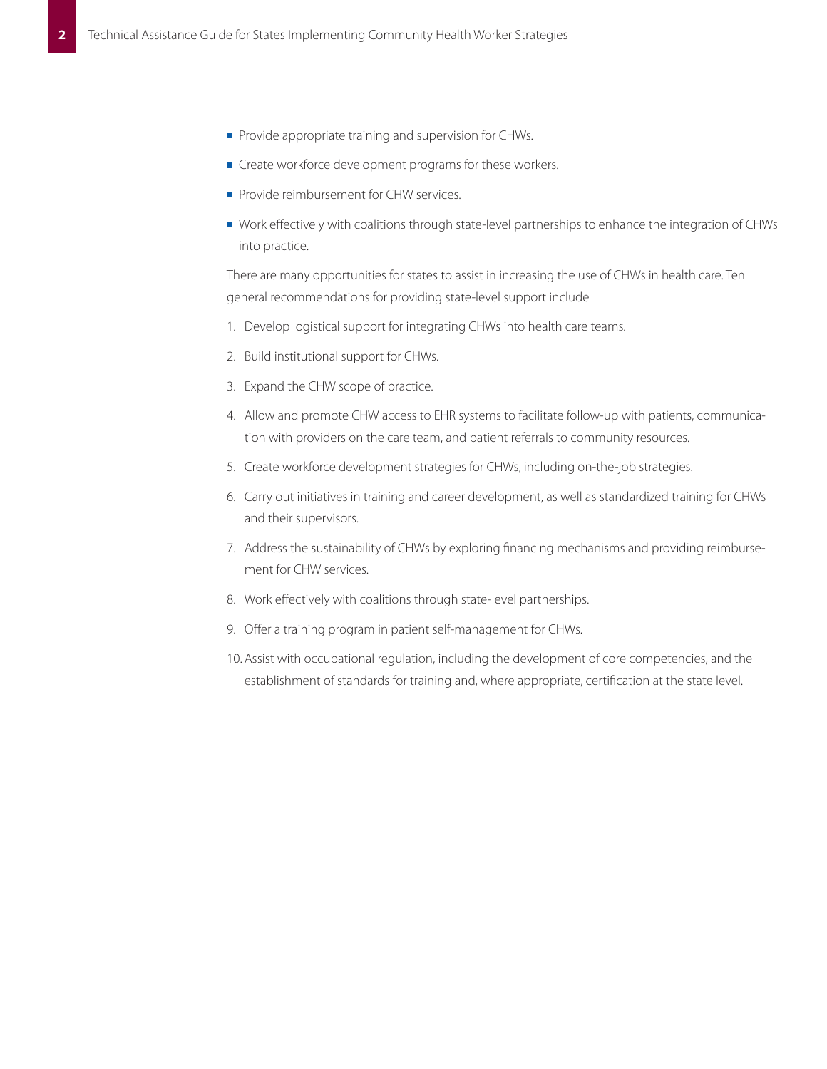- Provide appropriate training and supervision for CHWs.
- Create workforce development programs for these workers.
- Provide reimbursement for CHW services.
- Work effectively with coalitions through state-level partnerships to enhance the integration of CHWs into practice.

There are many opportunities for states to assist in increasing the use of CHWs in health care. Ten general recommendations for providing state-level support include

1. Develop logistical support for integrating CHWs into health care teams.
2. Build institutional support for CHWs.
3. Expand the CHW scope of practice.
4. Allow and promote CHW access to EHR systems to facilitate follow-up with patients, communication with providers on the care team, and patient referrals to community resources.
5. Create workforce development strategies for CHWs, including on-the-job strategies.
6. Carry out initiatives in training and career development, as well as standardized training for CHWs and their supervisors.
7. Address the sustainability of CHWs by exploring financing mechanisms and providing reimbursement for CHW services.
8. Work effectively with coalitions through state-level partnerships.
9. Offer a training program in patient self-management for CHWs.
10. Assist with occupational regulation, including the development of core competencies, and the establishment of standards for training and, where appropriate, certification at the state level.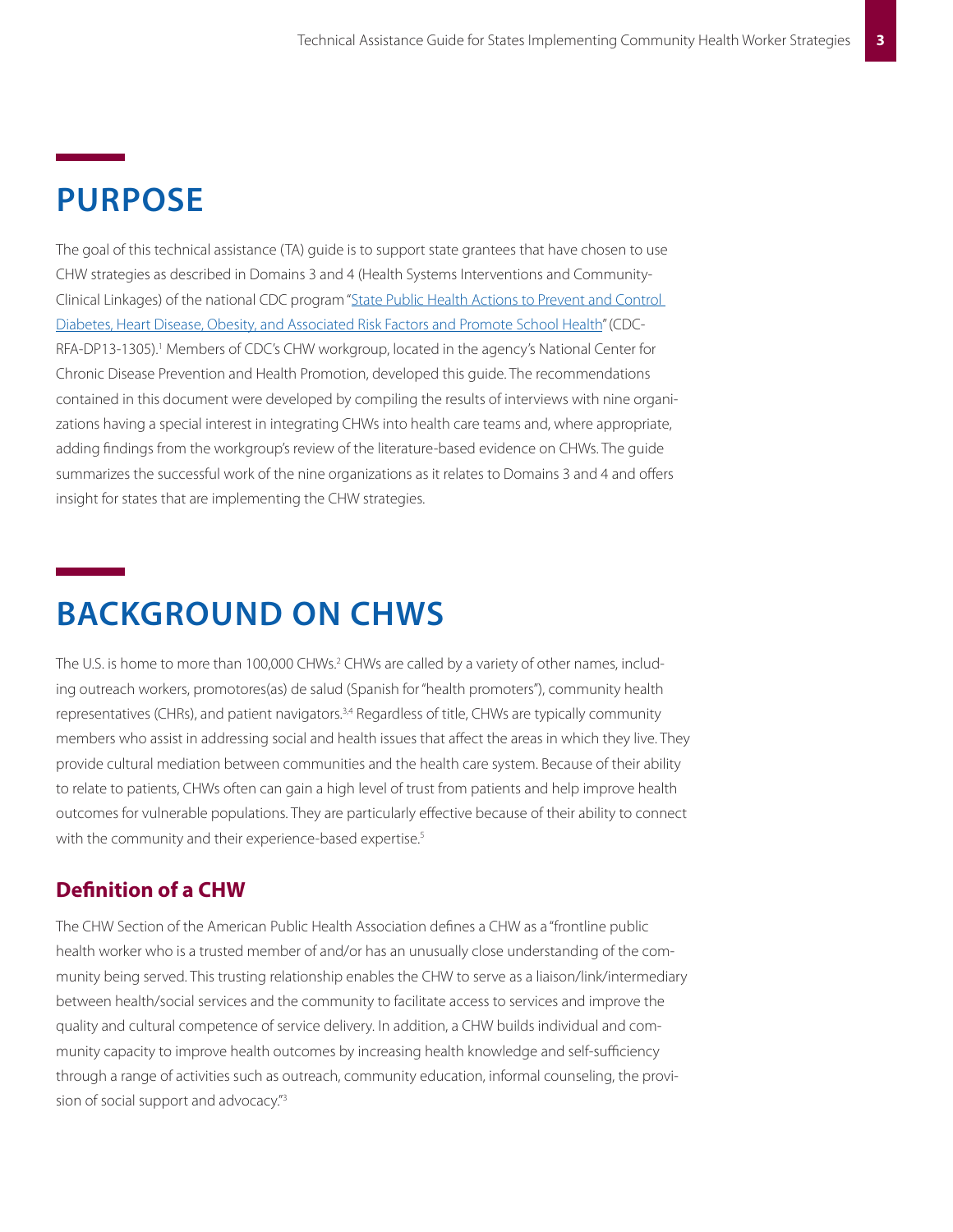# PURPOSE

The goal of this technical assistance (TA) guide is to support state grantees that have chosen to use CHW strategies as described in Domains 3 and 4 (Health Systems Interventions and Community-Clinical Linkages) of the national CDC program "[State Public Health Actions to Prevent and Control Diabetes, Heart Disease, Obesity, and Associated Risk Factors and Promote School Health]()" (CDC-RFA-DP13-1305).[1] Members of CDC's CHW workgroup, located in the agency's National Center for Chronic Disease Prevention and Health Promotion, developed this guide. The recommendations contained in this document were developed by compiling the results of interviews with nine organizations having a special interest in integrating CHWs into health care teams and, where appropriate, adding findings from the workgroup's review of the literature-based evidence on CHWs. The guide summarizes the successful work of the nine organizations as it relates to Domains 3 and 4 and offers insight for states that are implementing the CHW strategies.

# BACKGROUND ON CHWS

The U.S. is home to more than 100,000 CHWs.[2] CHWs are called by a variety of other names, including outreach workers, promotores(as) de salud (Spanish for "health promoters"), community health representatives (CHRs), and patient navigators.[3,4] Regardless of title, CHWs are typically community members who assist in addressing social and health issues that affect the areas in which they live. They provide cultural mediation between communities and the health care system. Because of their ability to relate to patients, CHWs often can gain a high level of trust from patients and help improve health outcomes for vulnerable populations. They are particularly effective because of their ability to connect with the community and their experience-based expertise.[5]

## Definition of a CHW

The CHW Section of the American Public Health Association defines a CHW as a "frontline public health worker who is a trusted member of and/or has an unusually close understanding of the community being served. This trusting relationship enables the CHW to serve as a liaison/link/intermediary between health/social services and the community to facilitate access to services and improve the quality and cultural competence of service delivery. In addition, a CHW builds individual and community capacity to improve health outcomes by increasing health knowledge and self-sufficiency through a range of activities such as outreach, community education, informal counseling, the provision of social support and advocacy."[3]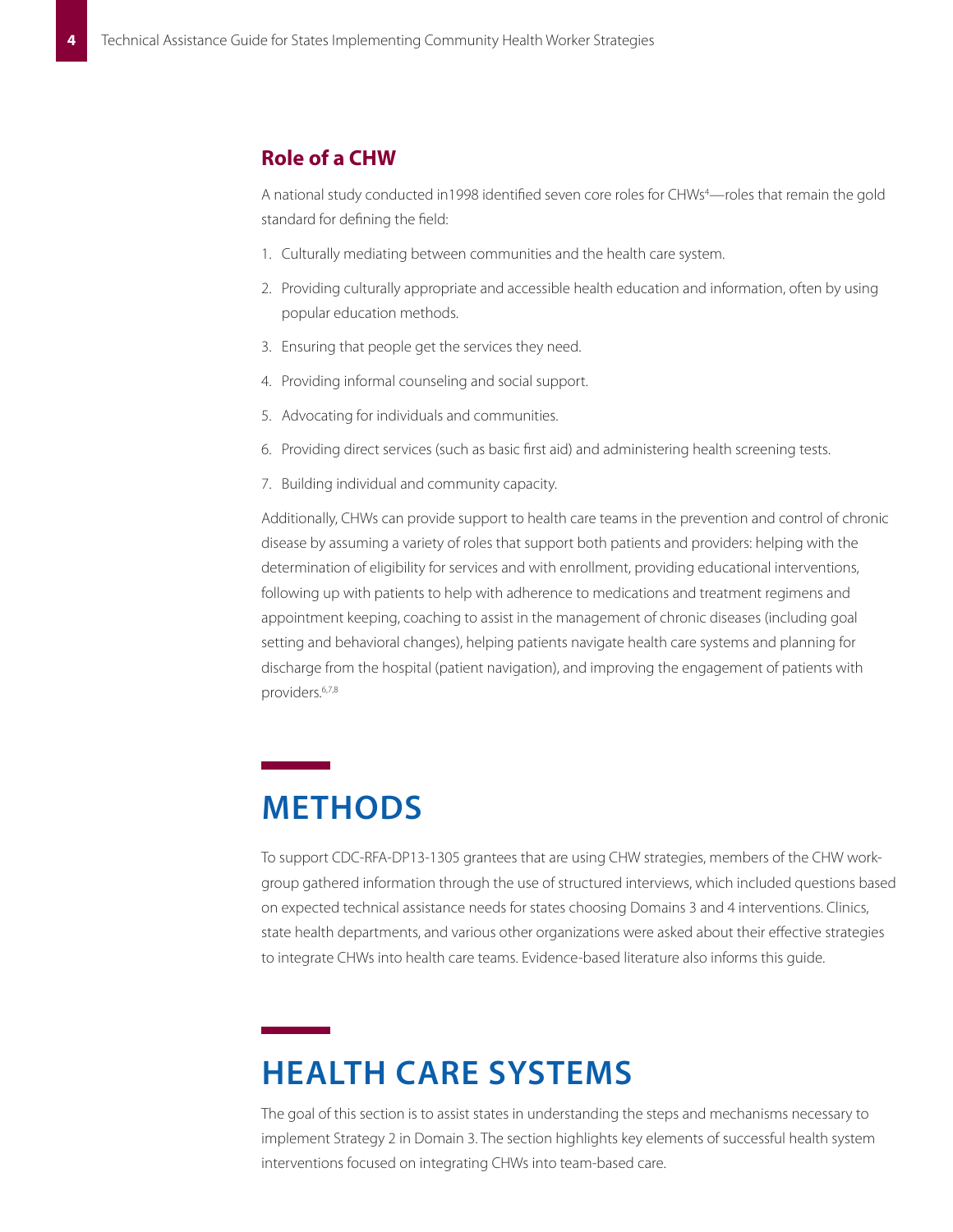### Role of a CHW

A national study conducted in1998 identified seven core roles for CHWs[4]—roles that remain the gold standard for defining the field:

1. Culturally mediating between communities and the health care system.
2. Providing culturally appropriate and accessible health education and information, often by using popular education methods.
3. Ensuring that people get the services they need.
4. Providing informal counseling and social support.
5. Advocating for individuals and communities.
6. Providing direct services (such as basic first aid) and administering health screening tests.
7. Building individual and community capacity.

Additionally, CHWs can provide support to health care teams in the prevention and control of chronic disease by assuming a variety of roles that support both patients and providers: helping with the determination of eligibility for services and with enrollment, providing educational interventions, following up with patients to help with adherence to medications and treatment regimens and appointment keeping, coaching to assist in the management of chronic diseases (including goal setting and behavioral changes), helping patients navigate health care systems and planning for discharge from the hospital (patient navigation), and improving the engagement of patients with providers.[6,7,8]

## METHODS

To support CDC-RFA-DP13-1305 grantees that are using CHW strategies, members of the CHW work-group gathered information through the use of structured interviews, which included questions based on expected technical assistance needs for states choosing Domains 3 and 4 interventions. Clinics, state health departments, and various other organizations were asked about their effective strategies to integrate CHWs into health care teams. Evidence-based literature also informs this guide.

## HEALTH CARE SYSTEMS

The goal of this section is to assist states in understanding the steps and mechanisms necessary to implement Strategy 2 in Domain 3. The section highlights key elements of successful health system interventions focused on integrating CHWs into team-based care.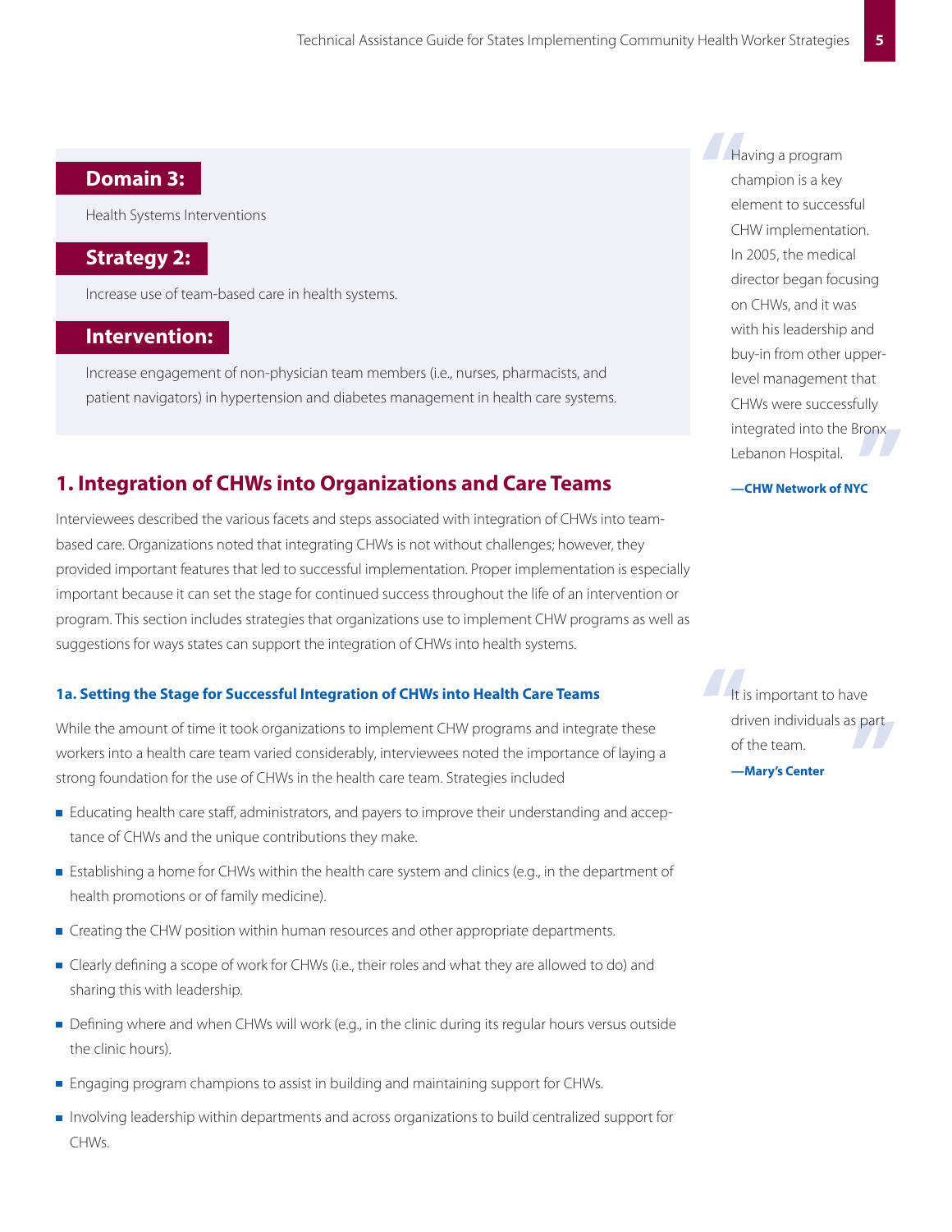**Domain 3:**

Health Systems Interventions

**Strategy 2:**

Increase use of team-based care in health systems.

**Intervention:**

Increase engagement of non-physician team members (i.e., nurses, pharmacists, and patient navigators) in hypertension and diabetes management in health care systems.

## 1. Integration of CHWs into Organizations and Care Teams

Interviewees described the various facets and steps associated with integration of CHWs into team-based care. Organizations noted that integrating CHWs is not without challenges; however, they provided important features that led to successful implementation. Proper implementation is especially important because it can set the stage for continued success throughout the life of an intervention or program. This section includes strategies that organizations use to implement CHW programs as well as suggestions for ways states can support the integration of CHWs into health systems.

> "Having a program champion is a key element to successful CHW implementation. In 2005, the medical director began focusing on CHWs, and it was with his leadership and buy-in from other upper-level management that CHWs were successfully integrated into the Bronx Lebanon Hospital."
>
> **—CHW Network of NYC**

### 1a. Setting the Stage for Successful Integration of CHWs into Health Care Teams

While the amount of time it took organizations to implement CHW programs and integrate these workers into a health care team varied considerably, interviewees noted the importance of laying a strong foundation for the use of CHWs in the health care team. Strategies included

- Educating health care staff, administrators, and payers to improve their understanding and acceptance of CHWs and the unique contributions they make.
- Establishing a home for CHWs within the health care system and clinics (e.g., in the department of health promotions or of family medicine).
- Creating the CHW position within human resources and other appropriate departments.
- Clearly defining a scope of work for CHWs (i.e., their roles and what they are allowed to do) and sharing this with leadership.
- Defining where and when CHWs will work (e.g., in the clinic during its regular hours versus outside the clinic hours).
- Engaging program champions to assist in building and maintaining support for CHWs.
- Involving leadership within departments and across organizations to build centralized support for CHWs.

> "It is important to have driven individuals as part of the team."
>
> **—Mary's Center**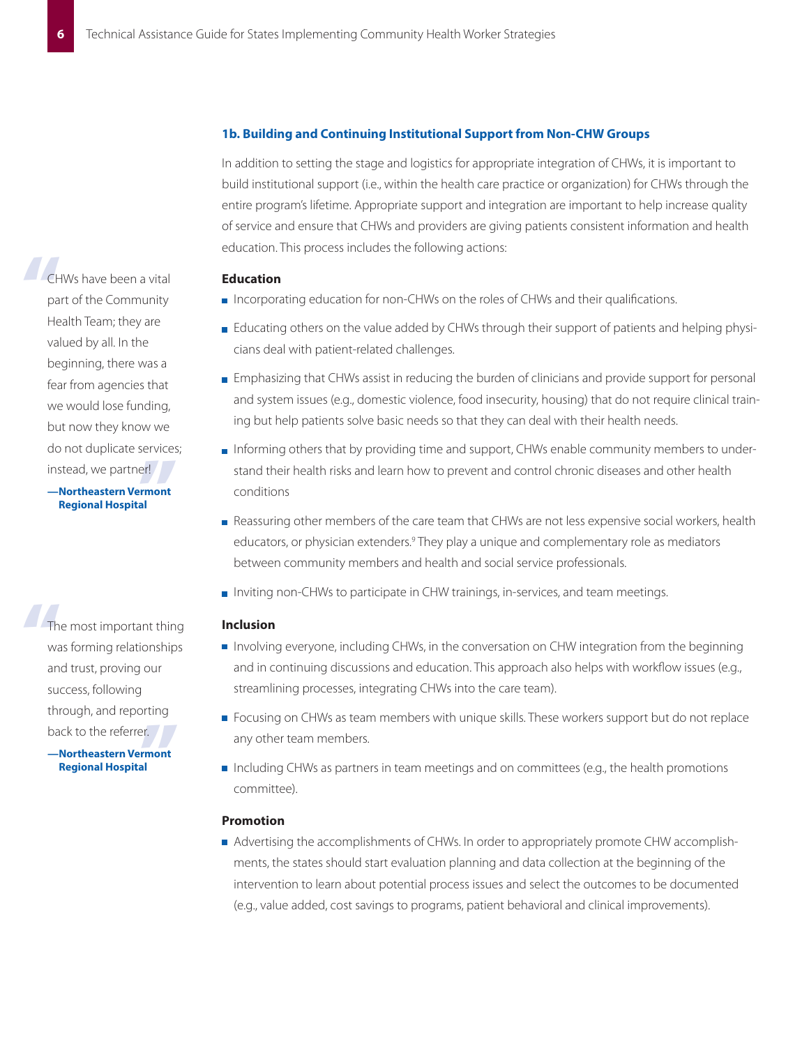### 1b. Building and Continuing Institutional Support from Non-CHW Groups

In addition to setting the stage and logistics for appropriate integration of CHWs, it is important to build institutional support (i.e., within the health care practice or organization) for CHWs through the entire program's lifetime. Appropriate support and integration are important to help increase quality of service and ensure that CHWs and providers are giving patients consistent information and health education. This process includes the following actions:

> "CHWs have been a vital part of the Community Health Team; they are valued by all. In the beginning, there was a fear from agencies that we would lose funding, but now they know we do not duplicate services; instead, we partner!"
>
> **—Northeastern Vermont Regional Hospital**

#### Education

- Incorporating education for non-CHWs on the roles of CHWs and their qualifications.
- Educating others on the value added by CHWs through their support of patients and helping physicians deal with patient-related challenges.
- Emphasizing that CHWs assist in reducing the burden of clinicians and provide support for personal and system issues (e.g., domestic violence, food insecurity, housing) that do not require clinical training but help patients solve basic needs so that they can deal with their health needs.
- Informing others that by providing time and support, CHWs enable community members to understand their health risks and learn how to prevent and control chronic diseases and other health conditions
- Reassuring other members of the care team that CHWs are not less expensive social workers, health educators, or physician extenders.[9] They play a unique and complementary role as mediators between community members and health and social service professionals.
- Inviting non-CHWs to participate in CHW trainings, in-services, and team meetings.

> "The most important thing was forming relationships and trust, proving our success, following through, and reporting back to the referrer."
>
> **—Northeastern Vermont Regional Hospital**

#### Inclusion

- Involving everyone, including CHWs, in the conversation on CHW integration from the beginning and in continuing discussions and education. This approach also helps with workflow issues (e.g., streamlining processes, integrating CHWs into the care team).
- Focusing on CHWs as team members with unique skills. These workers support but do not replace any other team members.
- Including CHWs as partners in team meetings and on committees (e.g., the health promotions committee).

#### Promotion

- Advertising the accomplishments of CHWs. In order to appropriately promote CHW accomplishments, the states should start evaluation planning and data collection at the beginning of the intervention to learn about potential process issues and select the outcomes to be documented (e.g., value added, cost savings to programs, patient behavioral and clinical improvements).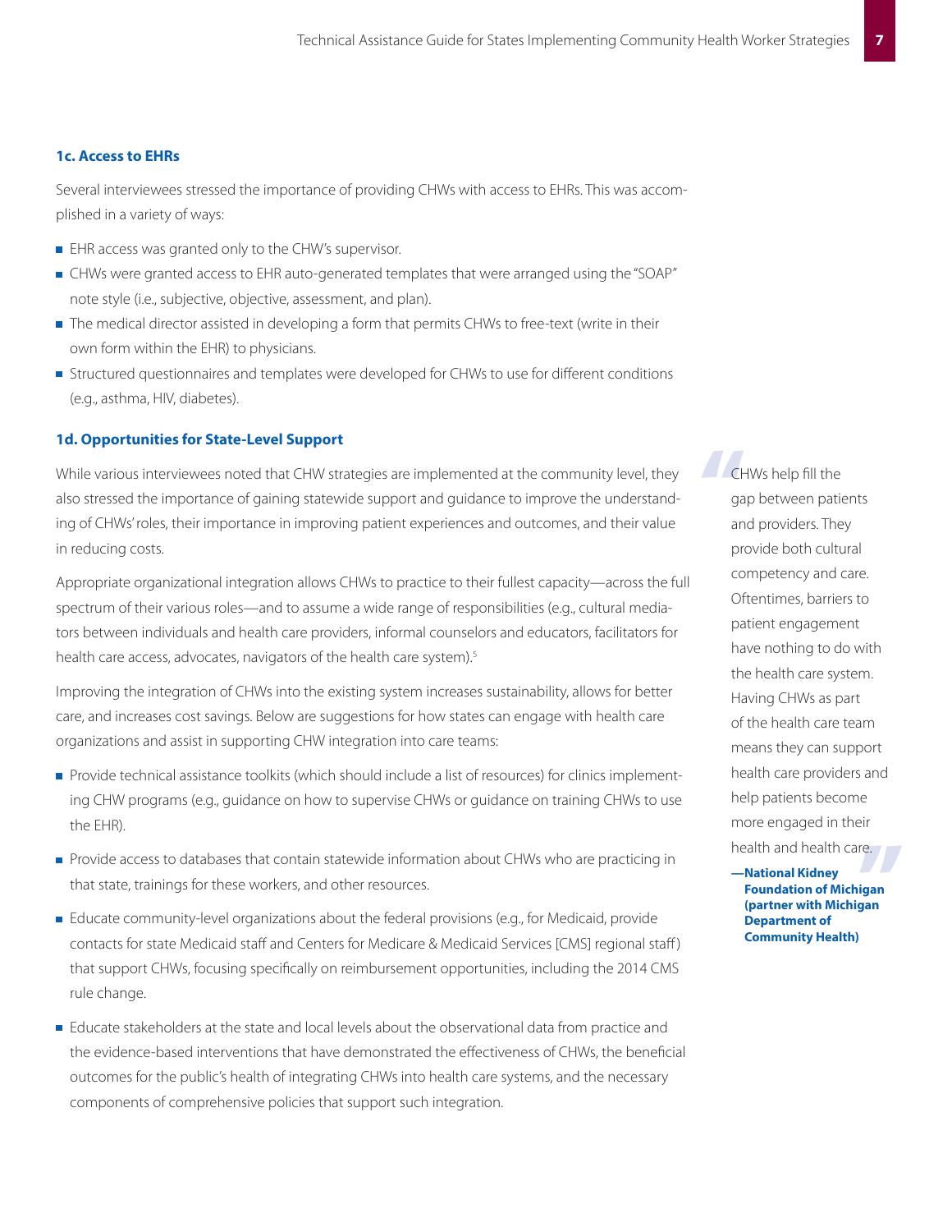### 1c. Access to EHRs

Several interviewees stressed the importance of providing CHWs with access to EHRs. This was accomplished in a variety of ways:

- EHR access was granted only to the CHW's supervisor.
- CHWs were granted access to EHR auto-generated templates that were arranged using the "SOAP" note style (i.e., subjective, objective, assessment, and plan).
- The medical director assisted in developing a form that permits CHWs to free-text (write in their own form within the EHR) to physicians.
- Structured questionnaires and templates were developed for CHWs to use for different conditions (e.g., asthma, HIV, diabetes).

### 1d. Opportunities for State-Level Support

While various interviewees noted that CHW strategies are implemented at the community level, they also stressed the importance of gaining statewide support and guidance to improve the understanding of CHWs' roles, their importance in improving patient experiences and outcomes, and their value in reducing costs.

Appropriate organizational integration allows CHWs to practice to their fullest capacity—across the full spectrum of their various roles—and to assume a wide range of responsibilities (e.g., cultural mediators between individuals and health care providers, informal counselors and educators, facilitators for health care access, advocates, navigators of the health care system).[5]

Improving the integration of CHWs into the existing system increases sustainability, allows for better care, and increases cost savings. Below are suggestions for how states can engage with health care organizations and assist in supporting CHW integration into care teams:

- Provide technical assistance toolkits (which should include a list of resources) for clinics implementing CHW programs (e.g., guidance on how to supervise CHWs or guidance on training CHWs to use the EHR).
- Provide access to databases that contain statewide information about CHWs who are practicing in that state, trainings for these workers, and other resources.
- Educate community-level organizations about the federal provisions (e.g., for Medicaid, provide contacts for state Medicaid staff and Centers for Medicare & Medicaid Services [CMS] regional staff) that support CHWs, focusing specifically on reimbursement opportunities, including the 2014 CMS rule change.
- Educate stakeholders at the state and local levels about the observational data from practice and the evidence-based interventions that have demonstrated the effectiveness of CHWs, the beneficial outcomes for the public's health of integrating CHWs into health care systems, and the necessary components of comprehensive policies that support such integration.

> "CHWs help fill the gap between patients and providers. They provide both cultural competency and care. Oftentimes, barriers to patient engagement have nothing to do with the health care system. Having CHWs as part of the health care team means they can support health care providers and help patients become more engaged in their health and health care."
>
> **—National Kidney Foundation of Michigan (partner with Michigan Department of Community Health)**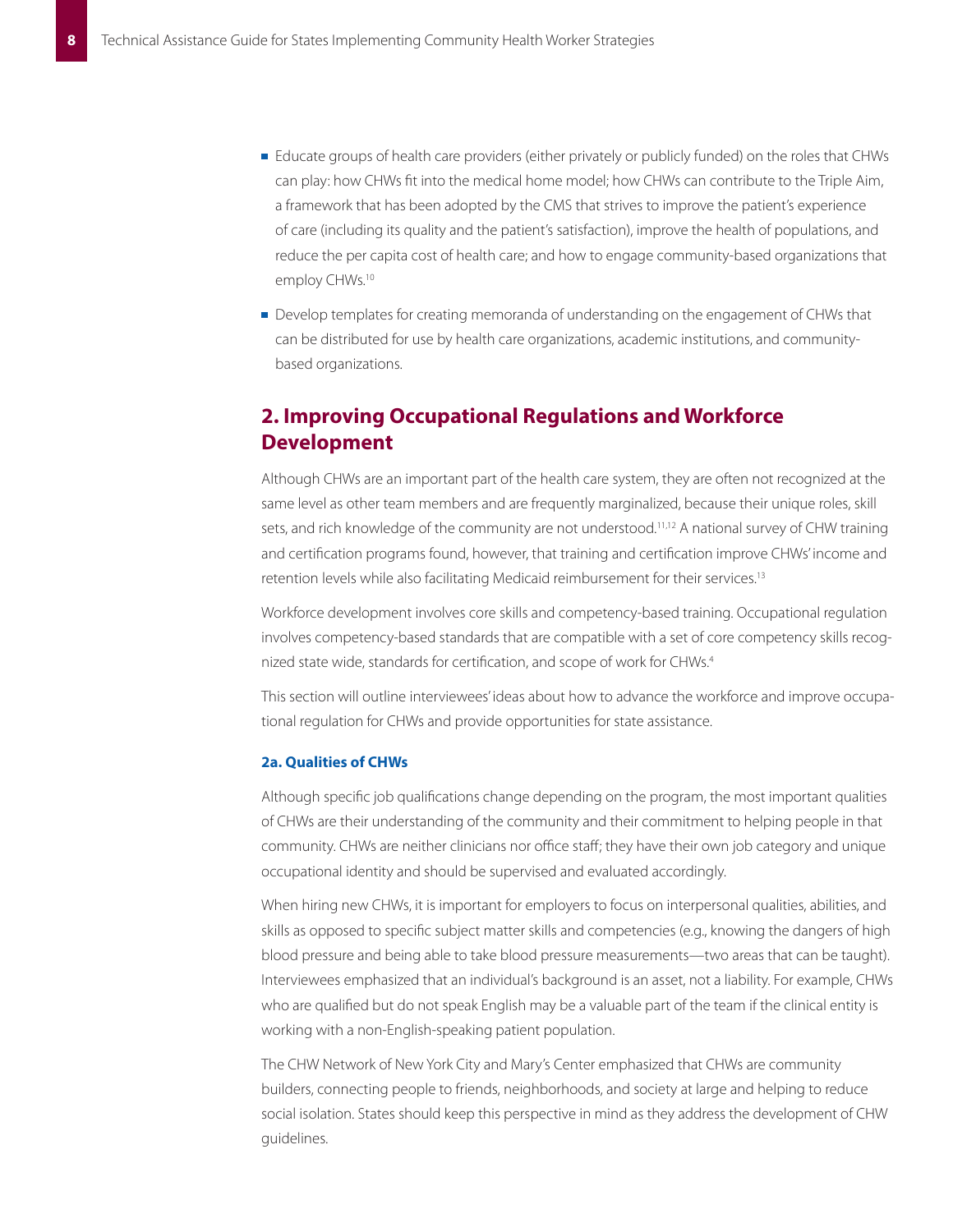- Educate groups of health care providers (either privately or publicly funded) on the roles that CHWs can play: how CHWs fit into the medical home model; how CHWs can contribute to the Triple Aim, a framework that has been adopted by the CMS that strives to improve the patient's experience of care (including its quality and the patient's satisfaction), improve the health of populations, and reduce the per capita cost of health care; and how to engage community-based organizations that employ CHWs.[10]
- Develop templates for creating memoranda of understanding on the engagement of CHWs that can be distributed for use by health care organizations, academic institutions, and community-based organizations.

## 2. Improving Occupational Regulations and Workforce Development

Although CHWs are an important part of the health care system, they are often not recognized at the same level as other team members and are frequently marginalized, because their unique roles, skill sets, and rich knowledge of the community are not understood.[11,12] A national survey of CHW training and certification programs found, however, that training and certification improve CHWs' income and retention levels while also facilitating Medicaid reimbursement for their services.[13]

Workforce development involves core skills and competency-based training. Occupational regulation involves competency-based standards that are compatible with a set of core competency skills recognized state wide, standards for certification, and scope of work for CHWs.[4]

This section will outline interviewees' ideas about how to advance the workforce and improve occupational regulation for CHWs and provide opportunities for state assistance.

### 2a. Qualities of CHWs

Although specific job qualifications change depending on the program, the most important qualities of CHWs are their understanding of the community and their commitment to helping people in that community. CHWs are neither clinicians nor office staff; they have their own job category and unique occupational identity and should be supervised and evaluated accordingly.

When hiring new CHWs, it is important for employers to focus on interpersonal qualities, abilities, and skills as opposed to specific subject matter skills and competencies (e.g., knowing the dangers of high blood pressure and being able to take blood pressure measurements—two areas that can be taught). Interviewees emphasized that an individual's background is an asset, not a liability. For example, CHWs who are qualified but do not speak English may be a valuable part of the team if the clinical entity is working with a non-English-speaking patient population.

The CHW Network of New York City and Mary's Center emphasized that CHWs are community builders, connecting people to friends, neighborhoods, and society at large and helping to reduce social isolation. States should keep this perspective in mind as they address the development of CHW guidelines.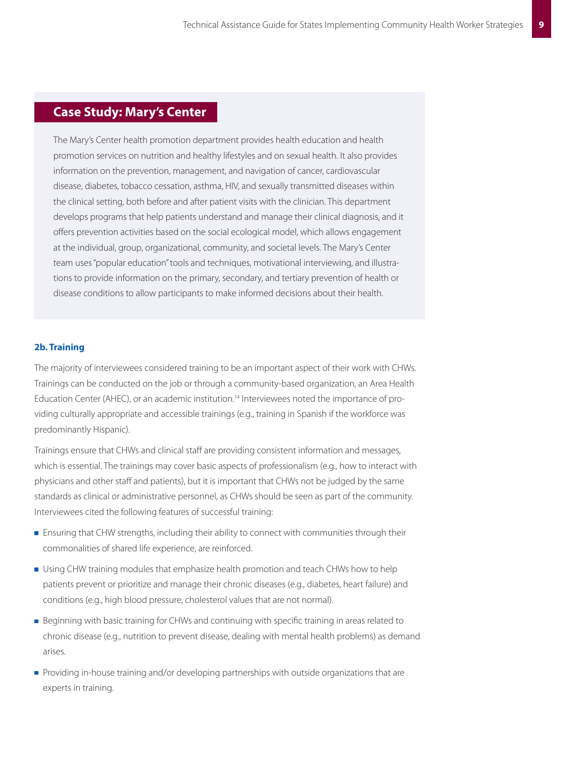## Case Study: Mary's Center

The Mary's Center health promotion department provides health education and health promotion services on nutrition and healthy lifestyles and on sexual health. It also provides information on the prevention, management, and navigation of cancer, cardiovascular disease, diabetes, tobacco cessation, asthma, HIV, and sexually transmitted diseases within the clinical setting, both before and after patient visits with the clinician. This department develops programs that help patients understand and manage their clinical diagnosis, and it offers prevention activities based on the social ecological model, which allows engagement at the individual, group, organizational, community, and societal levels. The Mary's Center team uses "popular education" tools and techniques, motivational interviewing, and illustrations to provide information on the primary, secondary, and tertiary prevention of health or disease conditions to allow participants to make informed decisions about their health.

### 2b. Training

The majority of interviewees considered training to be an important aspect of their work with CHWs. Trainings can be conducted on the job or through a community-based organization, an Area Health Education Center (AHEC), or an academic institution.[14] Interviewees noted the importance of providing culturally appropriate and accessible trainings (e.g., training in Spanish if the workforce was predominantly Hispanic).

Trainings ensure that CHWs and clinical staff are providing consistent information and messages, which is essential. The trainings may cover basic aspects of professionalism (e.g., how to interact with physicians and other staff and patients), but it is important that CHWs not be judged by the same standards as clinical or administrative personnel, as CHWs should be seen as part of the community. Interviewees cited the following features of successful training:

- Ensuring that CHW strengths, including their ability to connect with communities through their commonalities of shared life experience, are reinforced.
- Using CHW training modules that emphasize health promotion and teach CHWs how to help patients prevent or prioritize and manage their chronic diseases (e.g., diabetes, heart failure) and conditions (e.g., high blood pressure, cholesterol values that are not normal).
- Beginning with basic training for CHWs and continuing with specific training in areas related to chronic disease (e.g., nutrition to prevent disease, dealing with mental health problems) as demand arises.
- Providing in-house training and/or developing partnerships with outside organizations that are experts in training.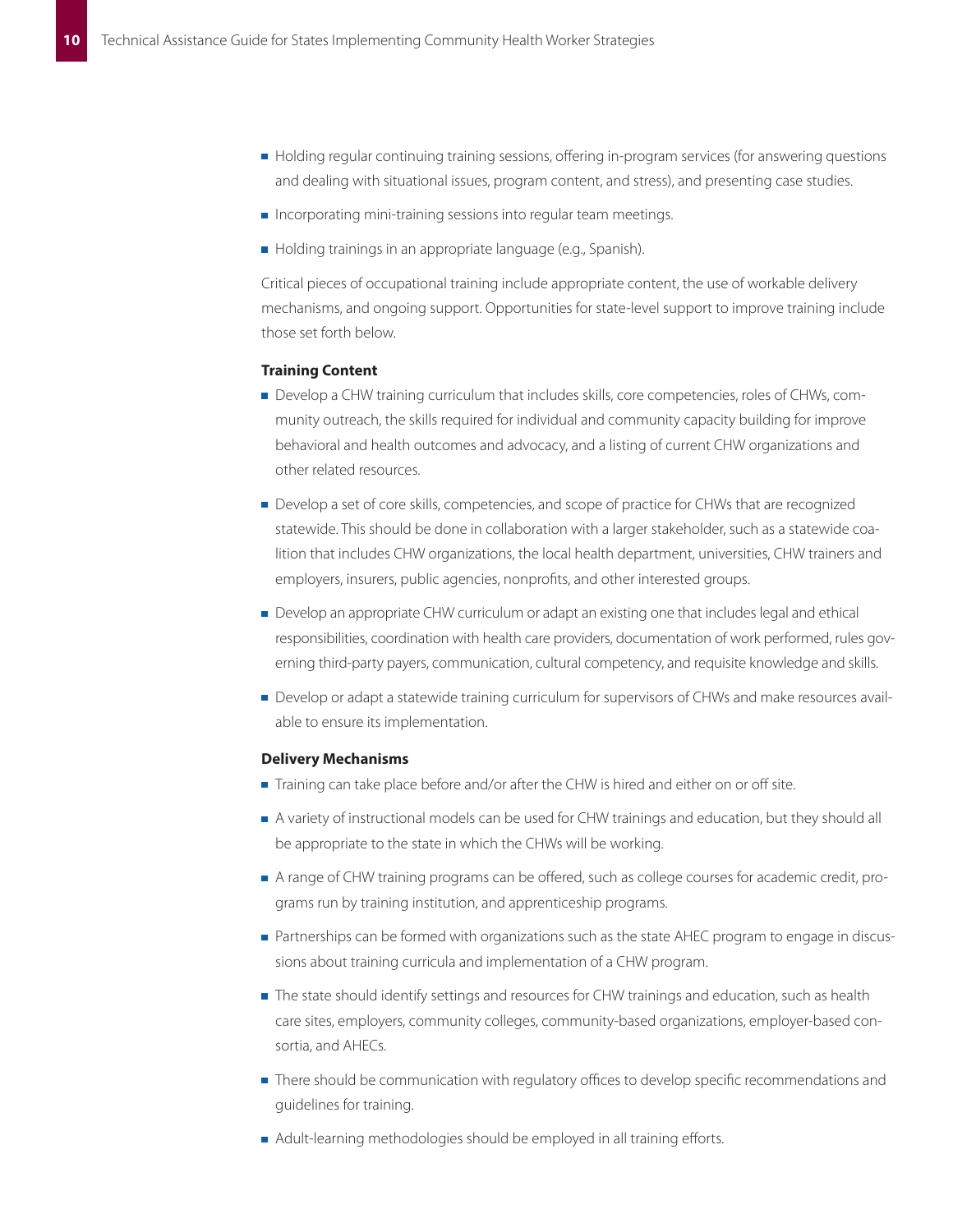- Holding regular continuing training sessions, offering in-program services (for answering questions and dealing with situational issues, program content, and stress), and presenting case studies.
- Incorporating mini-training sessions into regular team meetings.
- Holding trainings in an appropriate language (e.g., Spanish).

Critical pieces of occupational training include appropriate content, the use of workable delivery mechanisms, and ongoing support. Opportunities for state-level support to improve training include those set forth below.

**Training Content**

- Develop a CHW training curriculum that includes skills, core competencies, roles of CHWs, community outreach, the skills required for individual and community capacity building for improve behavioral and health outcomes and advocacy, and a listing of current CHW organizations and other related resources.
- Develop a set of core skills, competencies, and scope of practice for CHWs that are recognized statewide. This should be done in collaboration with a larger stakeholder, such as a statewide coalition that includes CHW organizations, the local health department, universities, CHW trainers and employers, insurers, public agencies, nonprofits, and other interested groups.
- Develop an appropriate CHW curriculum or adapt an existing one that includes legal and ethical responsibilities, coordination with health care providers, documentation of work performed, rules governing third-party payers, communication, cultural competency, and requisite knowledge and skills.
- Develop or adapt a statewide training curriculum for supervisors of CHWs and make resources available to ensure its implementation.

**Delivery Mechanisms**

- Training can take place before and/or after the CHW is hired and either on or off site.
- A variety of instructional models can be used for CHW trainings and education, but they should all be appropriate to the state in which the CHWs will be working.
- A range of CHW training programs can be offered, such as college courses for academic credit, programs run by training institution, and apprenticeship programs.
- Partnerships can be formed with organizations such as the state AHEC program to engage in discussions about training curricula and implementation of a CHW program.
- The state should identify settings and resources for CHW trainings and education, such as health care sites, employers, community colleges, community-based organizations, employer-based consortia, and AHECs.
- There should be communication with regulatory offices to develop specific recommendations and guidelines for training.
- Adult-learning methodologies should be employed in all training efforts.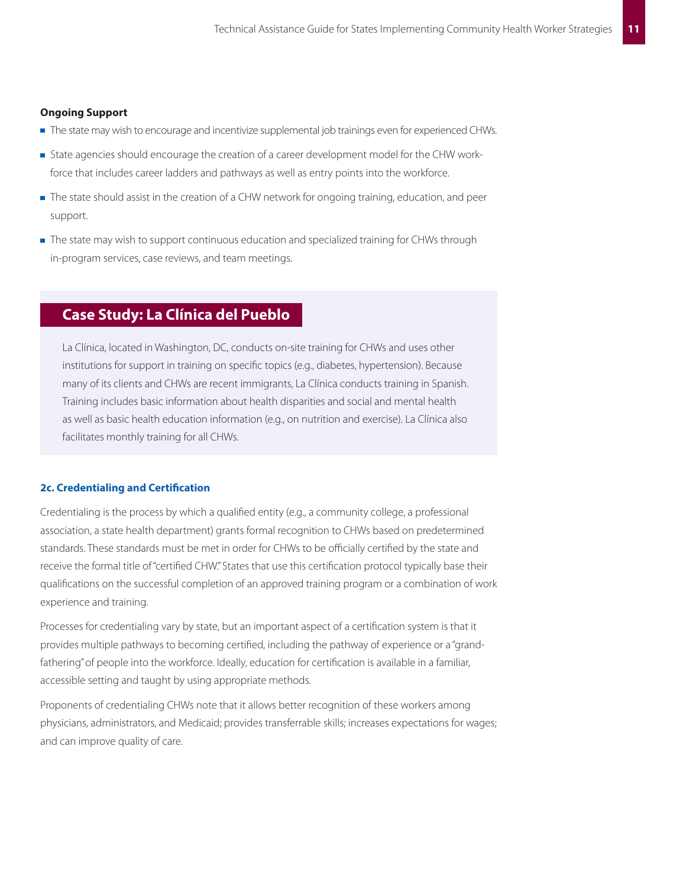**Ongoing Support**

- The state may wish to encourage and incentivize supplemental job trainings even for experienced CHWs.
- State agencies should encourage the creation of a career development model for the CHW workforce that includes career ladders and pathways as well as entry points into the workforce.
- The state should assist in the creation of a CHW network for ongoing training, education, and peer support.
- The state may wish to support continuous education and specialized training for CHWs through in-program services, case reviews, and team meetings.

## Case Study: La Clínica del Pueblo

La Clínica, located in Washington, DC, conducts on-site training for CHWs and uses other institutions for support in training on specific topics (e.g., diabetes, hypertension). Because many of its clients and CHWs are recent immigrants, La Clínica conducts training in Spanish. Training includes basic information about health disparities and social and mental health as well as basic health education information (e.g., on nutrition and exercise). La Clínica also facilitates monthly training for all CHWs.

### 2c. Credentialing and Certification

Credentialing is the process by which a qualified entity (e.g., a community college, a professional association, a state health department) grants formal recognition to CHWs based on predetermined standards. These standards must be met in order for CHWs to be officially certified by the state and receive the formal title of "certified CHW." States that use this certification protocol typically base their qualifications on the successful completion of an approved training program or a combination of work experience and training.

Processes for credentialing vary by state, but an important aspect of a certification system is that it provides multiple pathways to becoming certified, including the pathway of experience or a "grandfathering" of people into the workforce. Ideally, education for certification is available in a familiar, accessible setting and taught by using appropriate methods.

Proponents of credentialing CHWs note that it allows better recognition of these workers among physicians, administrators, and Medicaid; provides transferrable skills; increases expectations for wages; and can improve quality of care.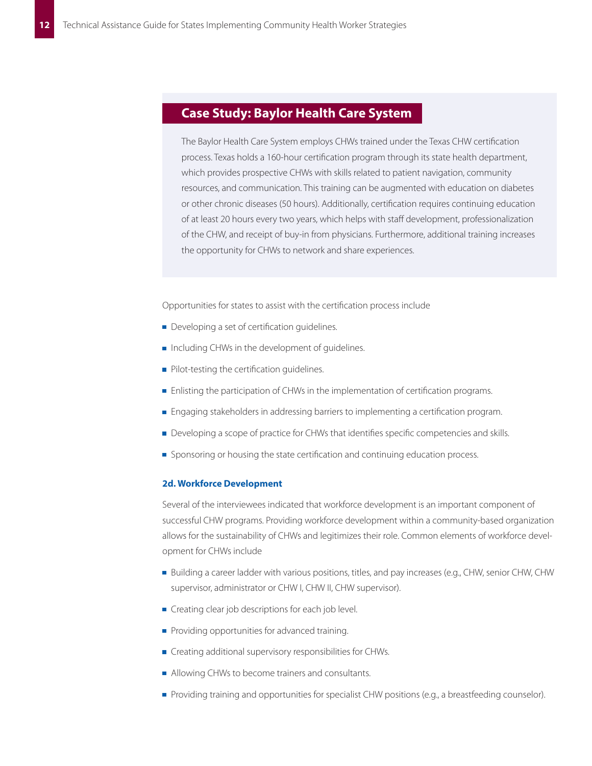## Case Study: Baylor Health Care System

The Baylor Health Care System employs CHWs trained under the Texas CHW certification process. Texas holds a 160-hour certification program through its state health department, which provides prospective CHWs with skills related to patient navigation, community resources, and communication. This training can be augmented with education on diabetes or other chronic diseases (50 hours). Additionally, certification requires continuing education of at least 20 hours every two years, which helps with staff development, professionalization of the CHW, and receipt of buy-in from physicians. Furthermore, additional training increases the opportunity for CHWs to network and share experiences.

Opportunities for states to assist with the certification process include

- Developing a set of certification guidelines.
- Including CHWs in the development of guidelines.
- Pilot-testing the certification guidelines.
- Enlisting the participation of CHWs in the implementation of certification programs.
- Engaging stakeholders in addressing barriers to implementing a certification program.
- Developing a scope of practice for CHWs that identifies specific competencies and skills.
- Sponsoring or housing the state certification and continuing education process.

### 2d. Workforce Development

Several of the interviewees indicated that workforce development is an important component of successful CHW programs. Providing workforce development within a community-based organization allows for the sustainability of CHWs and legitimizes their role. Common elements of workforce development for CHWs include

- Building a career ladder with various positions, titles, and pay increases (e.g., CHW, senior CHW, CHW supervisor, administrator or CHW I, CHW II, CHW supervisor).
- Creating clear job descriptions for each job level.
- Providing opportunities for advanced training.
- Creating additional supervisory responsibilities for CHWs.
- Allowing CHWs to become trainers and consultants.
- Providing training and opportunities for specialist CHW positions (e.g., a breastfeeding counselor).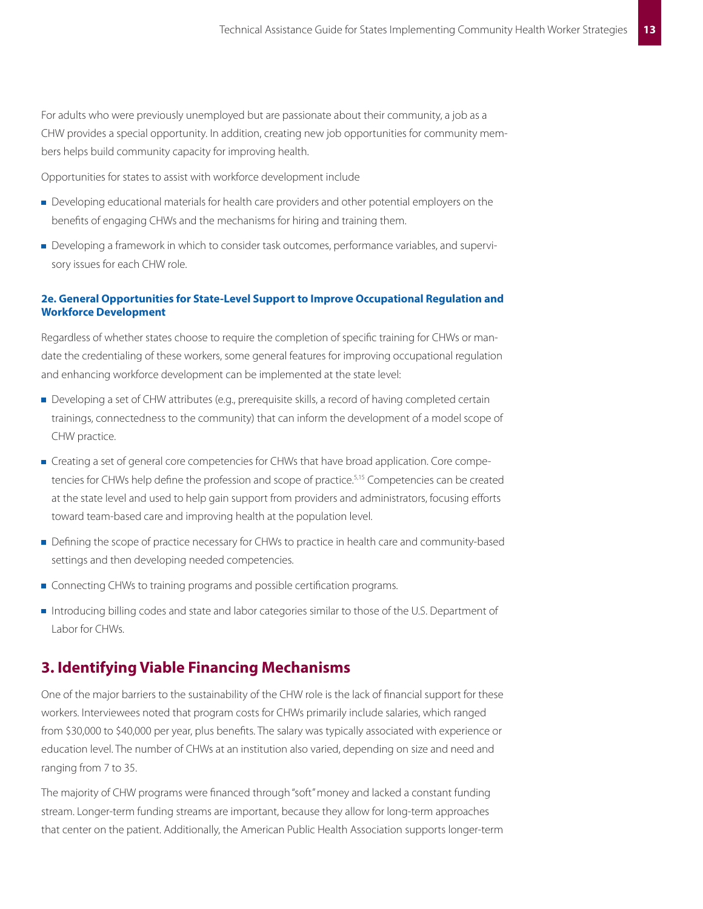For adults who were previously unemployed but are passionate about their community, a job as a CHW provides a special opportunity. In addition, creating new job opportunities for community members helps build community capacity for improving health.

Opportunities for states to assist with workforce development include

- Developing educational materials for health care providers and other potential employers on the benefits of engaging CHWs and the mechanisms for hiring and training them.
- Developing a framework in which to consider task outcomes, performance variables, and supervisory issues for each CHW role.

### 2e. General Opportunities for State-Level Support to Improve Occupational Regulation and Workforce Development

Regardless of whether states choose to require the completion of specific training for CHWs or mandate the credentialing of these workers, some general features for improving occupational regulation and enhancing workforce development can be implemented at the state level:

- Developing a set of CHW attributes (e.g., prerequisite skills, a record of having completed certain trainings, connectedness to the community) that can inform the development of a model scope of CHW practice.
- Creating a set of general core competencies for CHWs that have broad application. Core competencies for CHWs help define the profession and scope of practice.[5,15] Competencies can be created at the state level and used to help gain support from providers and administrators, focusing efforts toward team-based care and improving health at the population level.
- Defining the scope of practice necessary for CHWs to practice in health care and community-based settings and then developing needed competencies.
- Connecting CHWs to training programs and possible certification programs.
- Introducing billing codes and state and labor categories similar to those of the U.S. Department of Labor for CHWs.

## 3. Identifying Viable Financing Mechanisms

One of the major barriers to the sustainability of the CHW role is the lack of financial support for these workers. Interviewees noted that program costs for CHWs primarily include salaries, which ranged from $30,000 to $40,000 per year, plus benefits. The salary was typically associated with experience or education level. The number of CHWs at an institution also varied, depending on size and need and ranging from 7 to 35.

The majority of CHW programs were financed through "soft" money and lacked a constant funding stream. Longer-term funding streams are important, because they allow for long-term approaches that center on the patient. Additionally, the American Public Health Association supports longer-term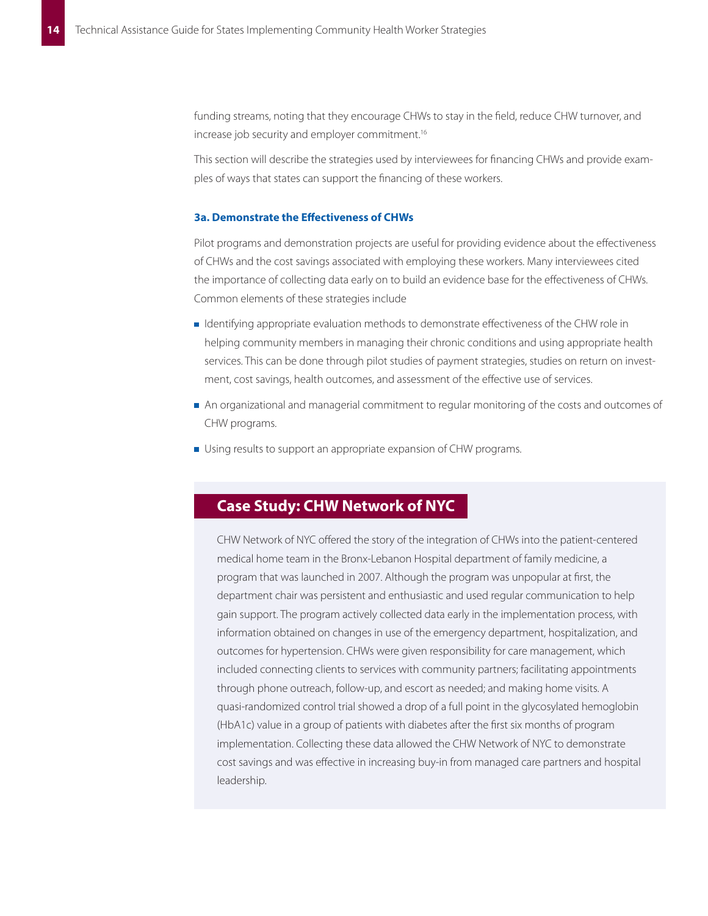funding streams, noting that they encourage CHWs to stay in the field, reduce CHW turnover, and increase job security and employer commitment.[16]

This section will describe the strategies used by interviewees for financing CHWs and provide examples of ways that states can support the financing of these workers.

### 3a. Demonstrate the Effectiveness of CHWs

Pilot programs and demonstration projects are useful for providing evidence about the effectiveness of CHWs and the cost savings associated with employing these workers. Many interviewees cited the importance of collecting data early on to build an evidence base for the effectiveness of CHWs. Common elements of these strategies include

- Identifying appropriate evaluation methods to demonstrate effectiveness of the CHW role in helping community members in managing their chronic conditions and using appropriate health services. This can be done through pilot studies of payment strategies, studies on return on investment, cost savings, health outcomes, and assessment of the effective use of services.
- An organizational and managerial commitment to regular monitoring of the costs and outcomes of CHW programs.
- Using results to support an appropriate expansion of CHW programs.

## Case Study: CHW Network of NYC

CHW Network of NYC offered the story of the integration of CHWs into the patient-centered medical home team in the Bronx-Lebanon Hospital department of family medicine, a program that was launched in 2007. Although the program was unpopular at first, the department chair was persistent and enthusiastic and used regular communication to help gain support. The program actively collected data early in the implementation process, with information obtained on changes in use of the emergency department, hospitalization, and outcomes for hypertension. CHWs were given responsibility for care management, which included connecting clients to services with community partners; facilitating appointments through phone outreach, follow-up, and escort as needed; and making home visits. A quasi-randomized control trial showed a drop of a full point in the glycosylated hemoglobin (HbA1c) value in a group of patients with diabetes after the first six months of program implementation. Collecting these data allowed the CHW Network of NYC to demonstrate cost savings and was effective in increasing buy-in from managed care partners and hospital leadership.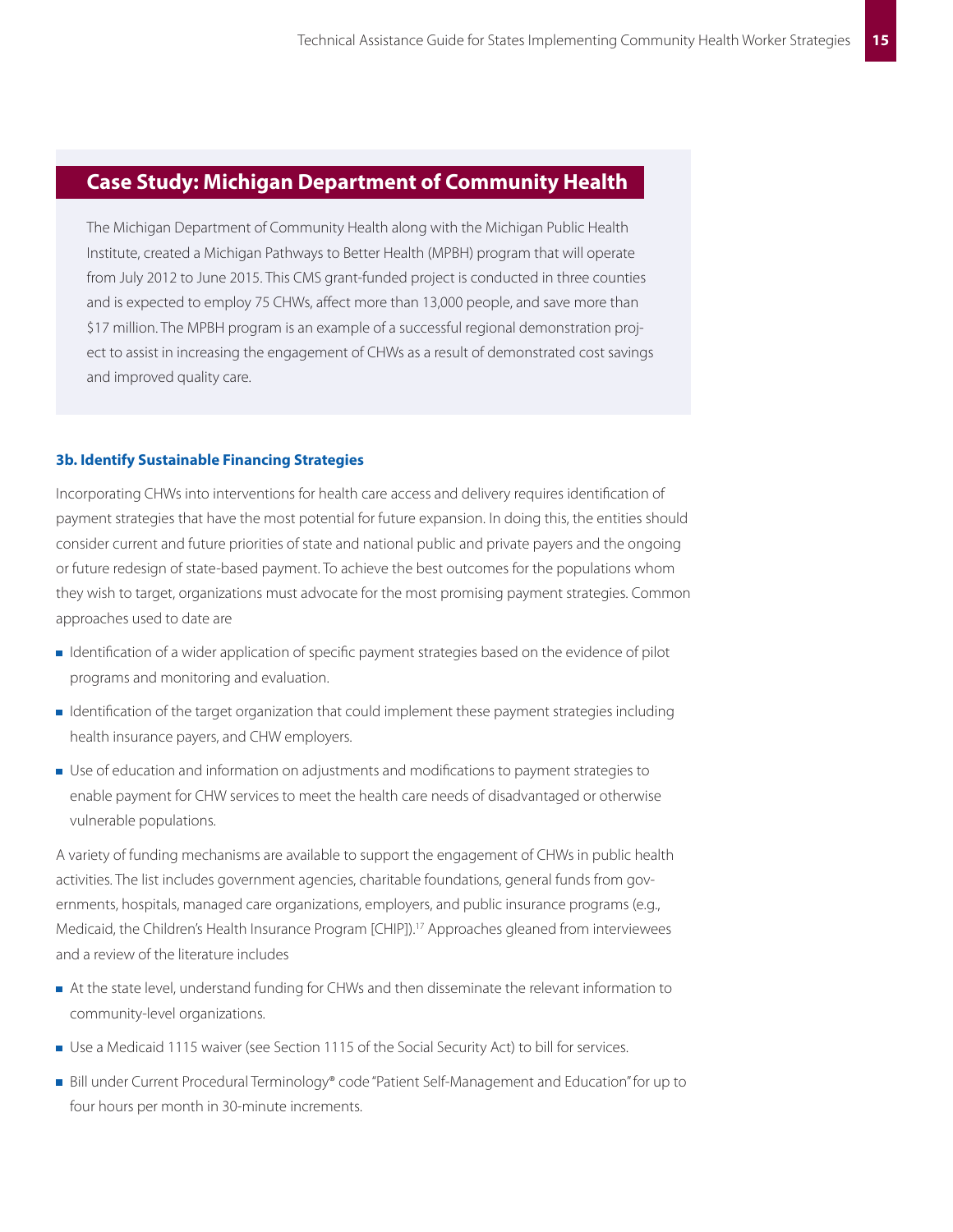## Case Study: Michigan Department of Community Health

The Michigan Department of Community Health along with the Michigan Public Health Institute, created a Michigan Pathways to Better Health (MPBH) program that will operate from July 2012 to June 2015. This CMS grant-funded project is conducted in three counties and is expected to employ 75 CHWs, affect more than 13,000 people, and save more than $17 million. The MPBH program is an example of a successful regional demonstration project to assist in increasing the engagement of CHWs as a result of demonstrated cost savings and improved quality care.

### 3b. Identify Sustainable Financing Strategies

Incorporating CHWs into interventions for health care access and delivery requires identification of payment strategies that have the most potential for future expansion. In doing this, the entities should consider current and future priorities of state and national public and private payers and the ongoing or future redesign of state-based payment. To achieve the best outcomes for the populations whom they wish to target, organizations must advocate for the most promising payment strategies. Common approaches used to date are

- Identification of a wider application of specific payment strategies based on the evidence of pilot programs and monitoring and evaluation.
- Identification of the target organization that could implement these payment strategies including health insurance payers, and CHW employers.
- Use of education and information on adjustments and modifications to payment strategies to enable payment for CHW services to meet the health care needs of disadvantaged or otherwise vulnerable populations.

A variety of funding mechanisms are available to support the engagement of CHWs in public health activities. The list includes government agencies, charitable foundations, general funds from governments, hospitals, managed care organizations, employers, and public insurance programs (e.g., Medicaid, the Children's Health Insurance Program [CHIP]).[17] Approaches gleaned from interviewees and a review of the literature includes

- At the state level, understand funding for CHWs and then disseminate the relevant information to community-level organizations.
- Use a Medicaid 1115 waiver (see Section 1115 of the Social Security Act) to bill for services.
- Bill under Current Procedural Terminology® code "Patient Self-Management and Education" for up to four hours per month in 30-minute increments.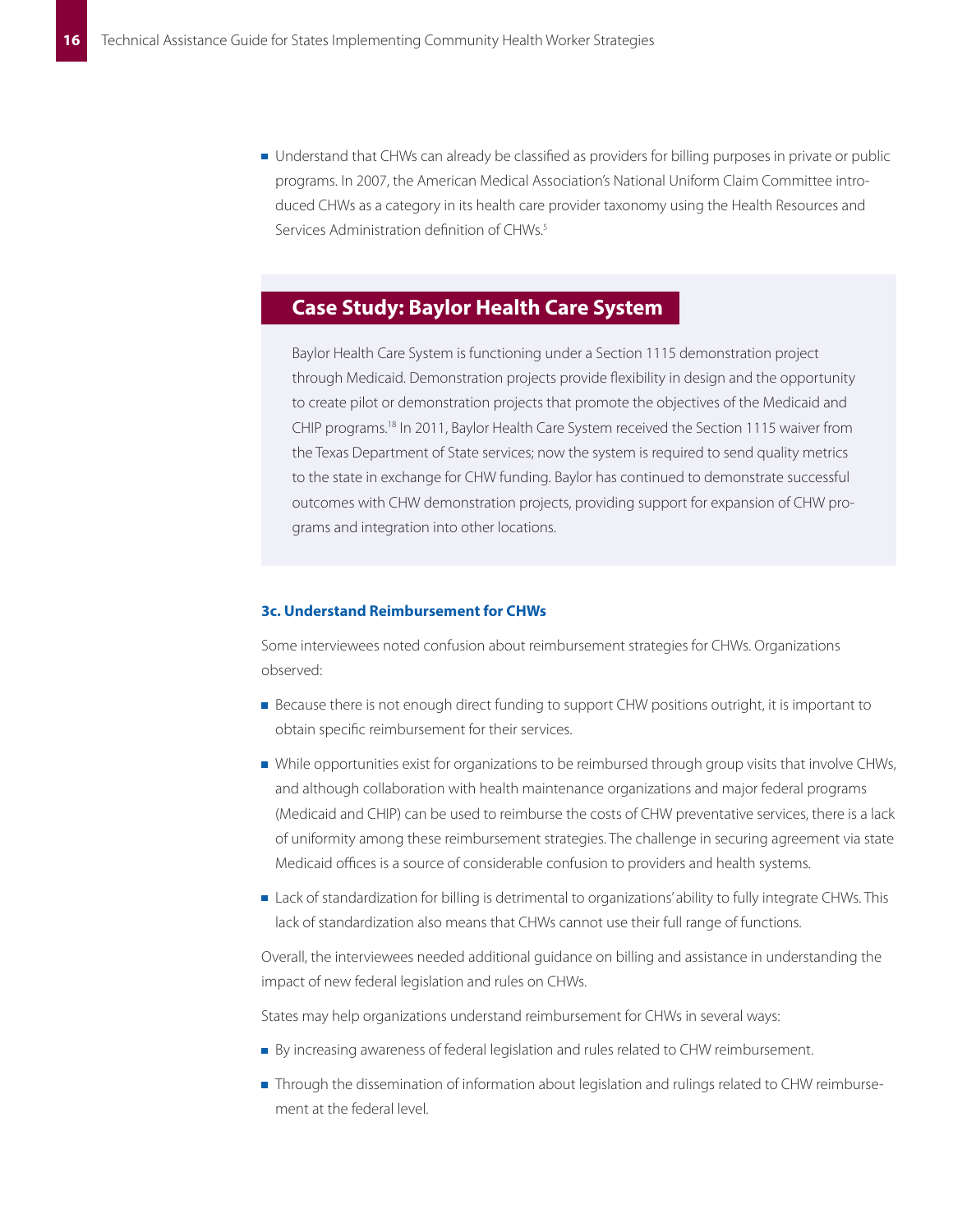- Understand that CHWs can already be classified as providers for billing purposes in private or public programs. In 2007, the American Medical Association's National Uniform Claim Committee introduced CHWs as a category in its health care provider taxonomy using the Health Resources and Services Administration definition of CHWs.[5]

## Case Study: Baylor Health Care System

Baylor Health Care System is functioning under a Section 1115 demonstration project through Medicaid. Demonstration projects provide flexibility in design and the opportunity to create pilot or demonstration projects that promote the objectives of the Medicaid and CHIP programs.[18] In 2011, Baylor Health Care System received the Section 1115 waiver from the Texas Department of State services; now the system is required to send quality metrics to the state in exchange for CHW funding. Baylor has continued to demonstrate successful outcomes with CHW demonstration projects, providing support for expansion of CHW programs and integration into other locations.

### 3c. Understand Reimbursement for CHWs

Some interviewees noted confusion about reimbursement strategies for CHWs. Organizations observed:

- Because there is not enough direct funding to support CHW positions outright, it is important to obtain specific reimbursement for their services.
- While opportunities exist for organizations to be reimbursed through group visits that involve CHWs, and although collaboration with health maintenance organizations and major federal programs (Medicaid and CHIP) can be used to reimburse the costs of CHW preventative services, there is a lack of uniformity among these reimbursement strategies. The challenge in securing agreement via state Medicaid offices is a source of considerable confusion to providers and health systems.
- Lack of standardization for billing is detrimental to organizations' ability to fully integrate CHWs. This lack of standardization also means that CHWs cannot use their full range of functions.

Overall, the interviewees needed additional guidance on billing and assistance in understanding the impact of new federal legislation and rules on CHWs.

States may help organizations understand reimbursement for CHWs in several ways:

- By increasing awareness of federal legislation and rules related to CHW reimbursement.
- Through the dissemination of information about legislation and rulings related to CHW reimbursement at the federal level.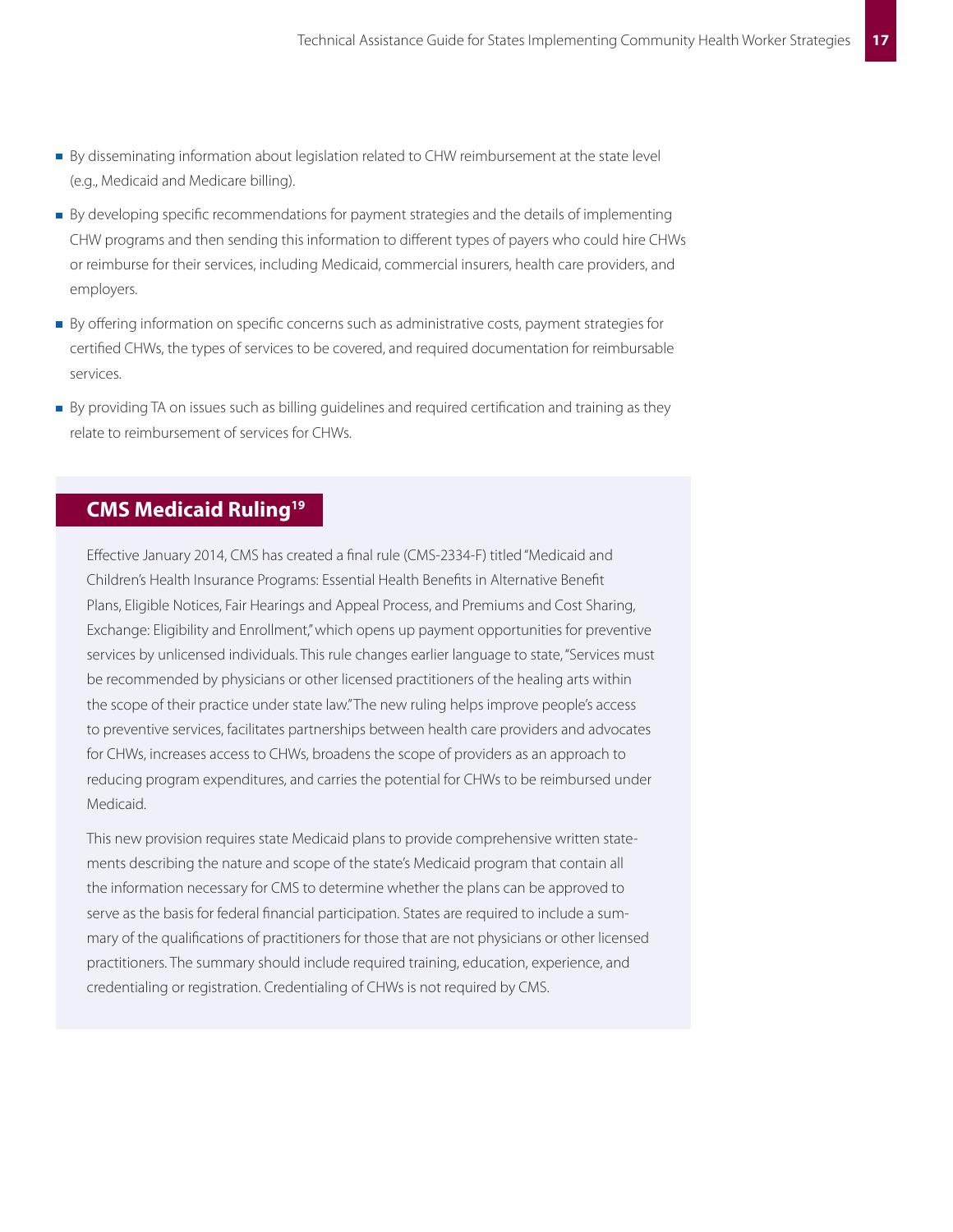- By disseminating information about legislation related to CHW reimbursement at the state level (e.g., Medicaid and Medicare billing).
- By developing specific recommendations for payment strategies and the details of implementing CHW programs and then sending this information to different types of payers who could hire CHWs or reimburse for their services, including Medicaid, commercial insurers, health care providers, and employers.
- By offering information on specific concerns such as administrative costs, payment strategies for certified CHWs, the types of services to be covered, and required documentation for reimbursable services.
- By providing TA on issues such as billing guidelines and required certification and training as they relate to reimbursement of services for CHWs.

## CMS Medicaid Ruling[19]

Effective January 2014, CMS has created a final rule (CMS-2334-F) titled "Medicaid and Children's Health Insurance Programs: Essential Health Benefits in Alternative Benefit Plans, Eligible Notices, Fair Hearings and Appeal Process, and Premiums and Cost Sharing, Exchange: Eligibility and Enrollment," which opens up payment opportunities for preventive services by unlicensed individuals. This rule changes earlier language to state, "Services must be recommended by physicians or other licensed practitioners of the healing arts within the scope of their practice under state law." The new ruling helps improve people's access to preventive services, facilitates partnerships between health care providers and advocates for CHWs, increases access to CHWs, broadens the scope of providers as an approach to reducing program expenditures, and carries the potential for CHWs to be reimbursed under Medicaid.

This new provision requires state Medicaid plans to provide comprehensive written statements describing the nature and scope of the state's Medicaid program that contain all the information necessary for CMS to determine whether the plans can be approved to serve as the basis for federal financial participation. States are required to include a summary of the qualifications of practitioners for those that are not physicians or other licensed practitioners. The summary should include required training, education, experience, and credentialing or registration. Credentialing of CHWs is not required by CMS.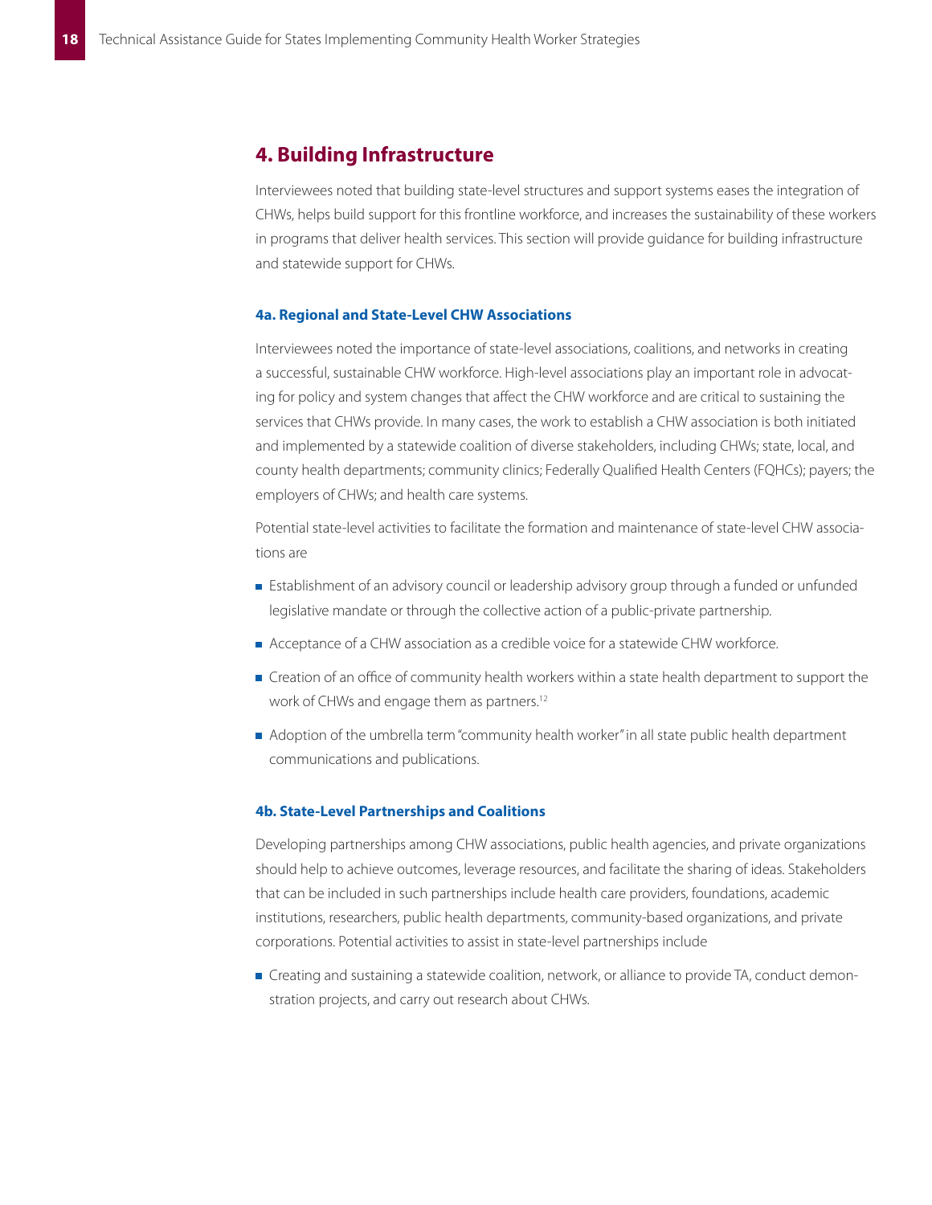## 4. Building Infrastructure

Interviewees noted that building state-level structures and support systems eases the integration of CHWs, helps build support for this frontline workforce, and increases the sustainability of these workers in programs that deliver health services. This section will provide guidance for building infrastructure and statewide support for CHWs.

### 4a. Regional and State-Level CHW Associations

Interviewees noted the importance of state-level associations, coalitions, and networks in creating a successful, sustainable CHW workforce. High-level associations play an important role in advocating for policy and system changes that affect the CHW workforce and are critical to sustaining the services that CHWs provide. In many cases, the work to establish a CHW association is both initiated and implemented by a statewide coalition of diverse stakeholders, including CHWs; state, local, and county health departments; community clinics; Federally Qualified Health Centers (FQHCs); payers; the employers of CHWs; and health care systems.

Potential state-level activities to facilitate the formation and maintenance of state-level CHW associations are

- Establishment of an advisory council or leadership advisory group through a funded or unfunded legislative mandate or through the collective action of a public-private partnership.
- Acceptance of a CHW association as a credible voice for a statewide CHW workforce.
- Creation of an office of community health workers within a state health department to support the work of CHWs and engage them as partners.[12]
- Adoption of the umbrella term "community health worker" in all state public health department communications and publications.

### 4b. State-Level Partnerships and Coalitions

Developing partnerships among CHW associations, public health agencies, and private organizations should help to achieve outcomes, leverage resources, and facilitate the sharing of ideas. Stakeholders that can be included in such partnerships include health care providers, foundations, academic institutions, researchers, public health departments, community-based organizations, and private corporations. Potential activities to assist in state-level partnerships include

- Creating and sustaining a statewide coalition, network, or alliance to provide TA, conduct demonstration projects, and carry out research about CHWs.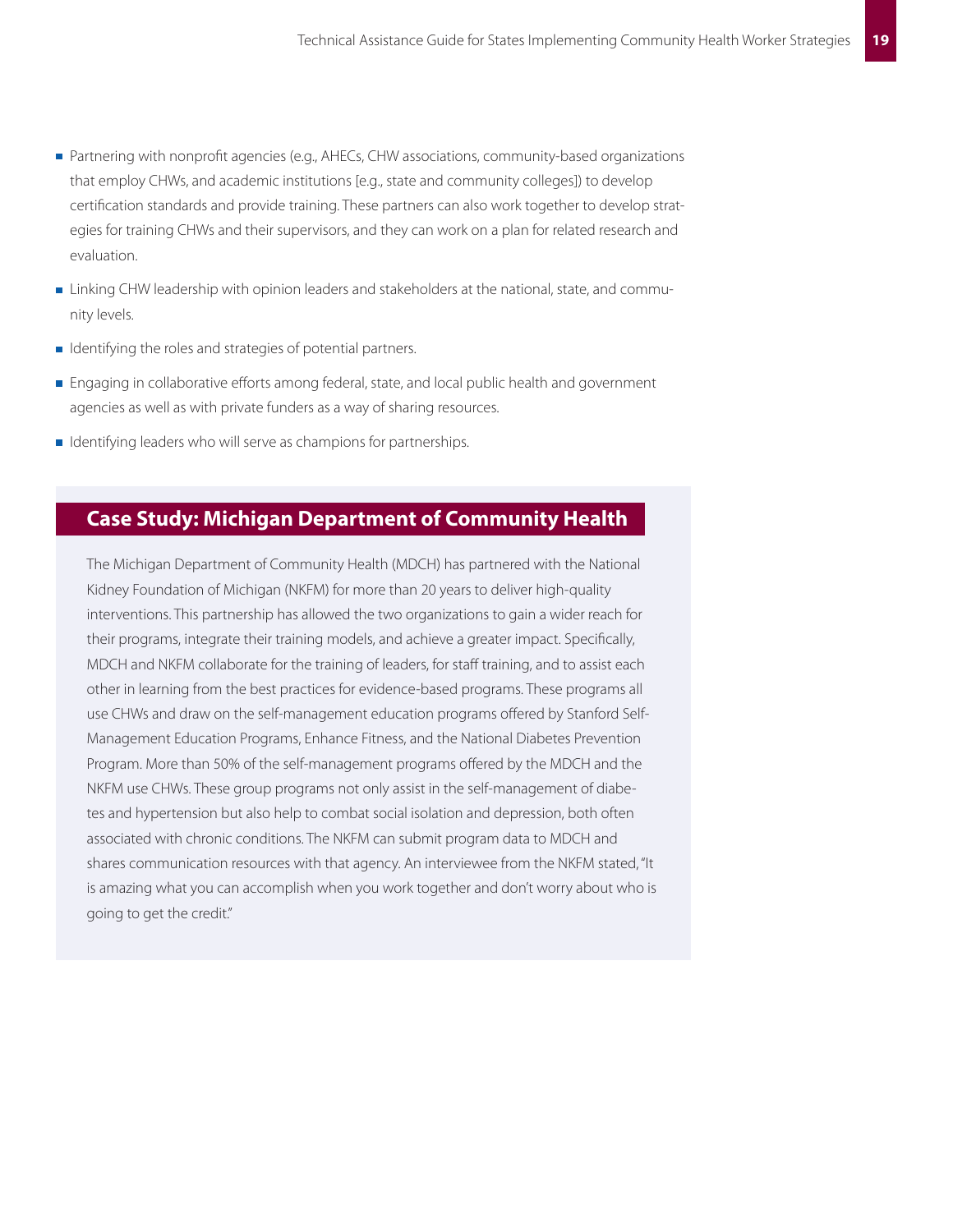- Partnering with nonprofit agencies (e.g., AHECs, CHW associations, community-based organizations that employ CHWs, and academic institutions [e.g., state and community colleges]) to develop certification standards and provide training. These partners can also work together to develop strategies for training CHWs and their supervisors, and they can work on a plan for related research and evaluation.
- Linking CHW leadership with opinion leaders and stakeholders at the national, state, and community levels.
- Identifying the roles and strategies of potential partners.
- Engaging in collaborative efforts among federal, state, and local public health and government agencies as well as with private funders as a way of sharing resources.
- Identifying leaders who will serve as champions for partnerships.

## Case Study: Michigan Department of Community Health

The Michigan Department of Community Health (MDCH) has partnered with the National Kidney Foundation of Michigan (NKFM) for more than 20 years to deliver high-quality interventions. This partnership has allowed the two organizations to gain a wider reach for their programs, integrate their training models, and achieve a greater impact. Specifically, MDCH and NKFM collaborate for the training of leaders, for staff training, and to assist each other in learning from the best practices for evidence-based programs. These programs all use CHWs and draw on the self-management education programs offered by Stanford Self-Management Education Programs, Enhance Fitness, and the National Diabetes Prevention Program. More than 50% of the self-management programs offered by the MDCH and the NKFM use CHWs. These group programs not only assist in the self-management of diabetes and hypertension but also help to combat social isolation and depression, both often associated with chronic conditions. The NKFM can submit program data to MDCH and shares communication resources with that agency. An interviewee from the NKFM stated, "It is amazing what you can accomplish when you work together and don't worry about who is going to get the credit."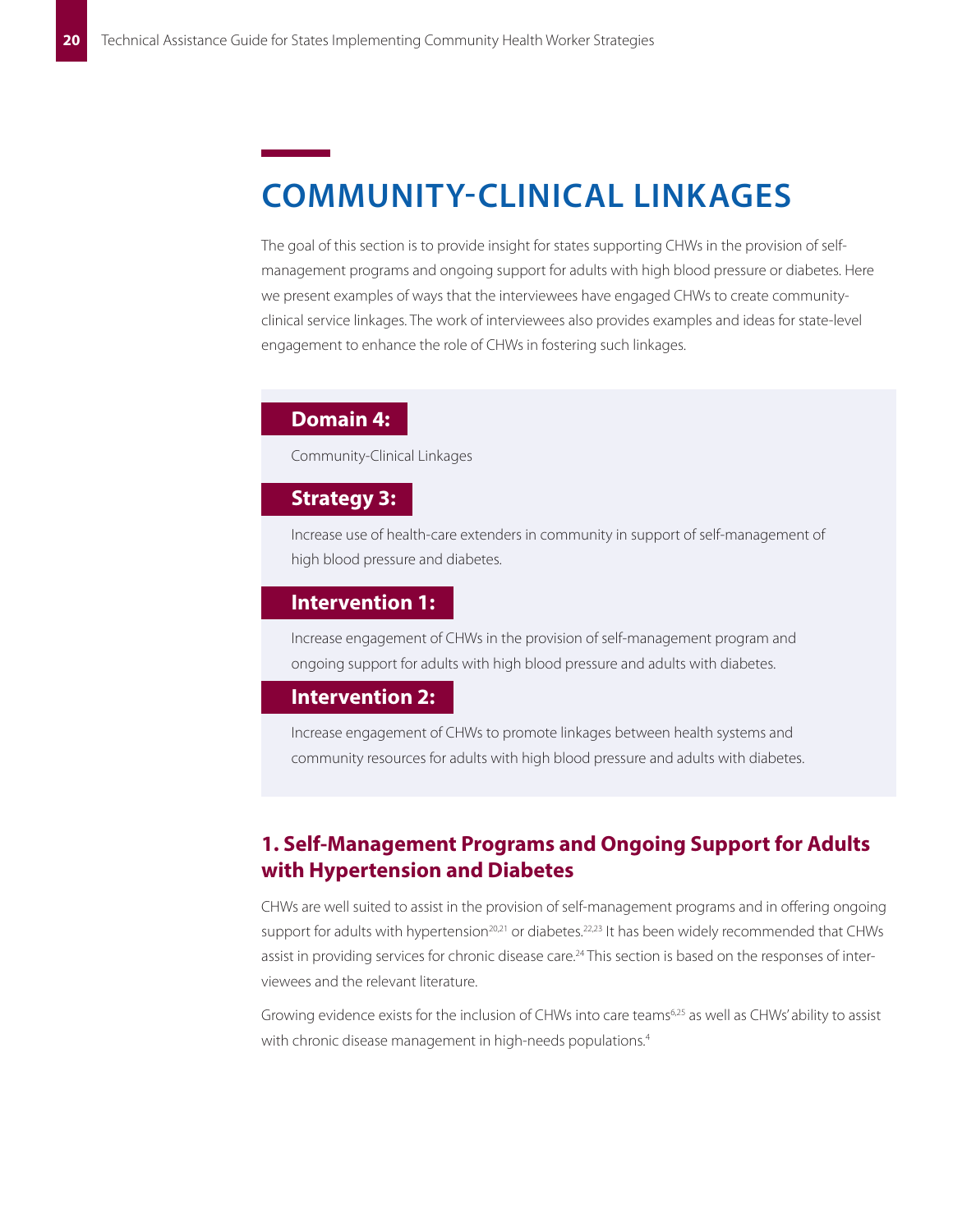# COMMUNITY-CLINICAL LINKAGES

The goal of this section is to provide insight for states supporting CHWs in the provision of self-management programs and ongoing support for adults with high blood pressure or diabetes. Here we present examples of ways that the interviewees have engaged CHWs to create community-clinical service linkages. The work of interviewees also provides examples and ideas for state-level engagement to enhance the role of CHWs in fostering such linkages.

**Domain 4:**

Community-Clinical Linkages

**Strategy 3:**

Increase use of health-care extenders in community in support of self-management of high blood pressure and diabetes.

**Intervention 1:**

Increase engagement of CHWs in the provision of self-management program and ongoing support for adults with high blood pressure and adults with diabetes.

**Intervention 2:**

Increase engagement of CHWs to promote linkages between health systems and community resources for adults with high blood pressure and adults with diabetes.

## 1. Self-Management Programs and Ongoing Support for Adults with Hypertension and Diabetes

CHWs are well suited to assist in the provision of self-management programs and in offering ongoing support for adults with hypertension[20,21] or diabetes.[22,23] It has been widely recommended that CHWs assist in providing services for chronic disease care.[24] This section is based on the responses of interviewees and the relevant literature.

Growing evidence exists for the inclusion of CHWs into care teams[6,25] as well as CHWs' ability to assist with chronic disease management in high-needs populations.[4]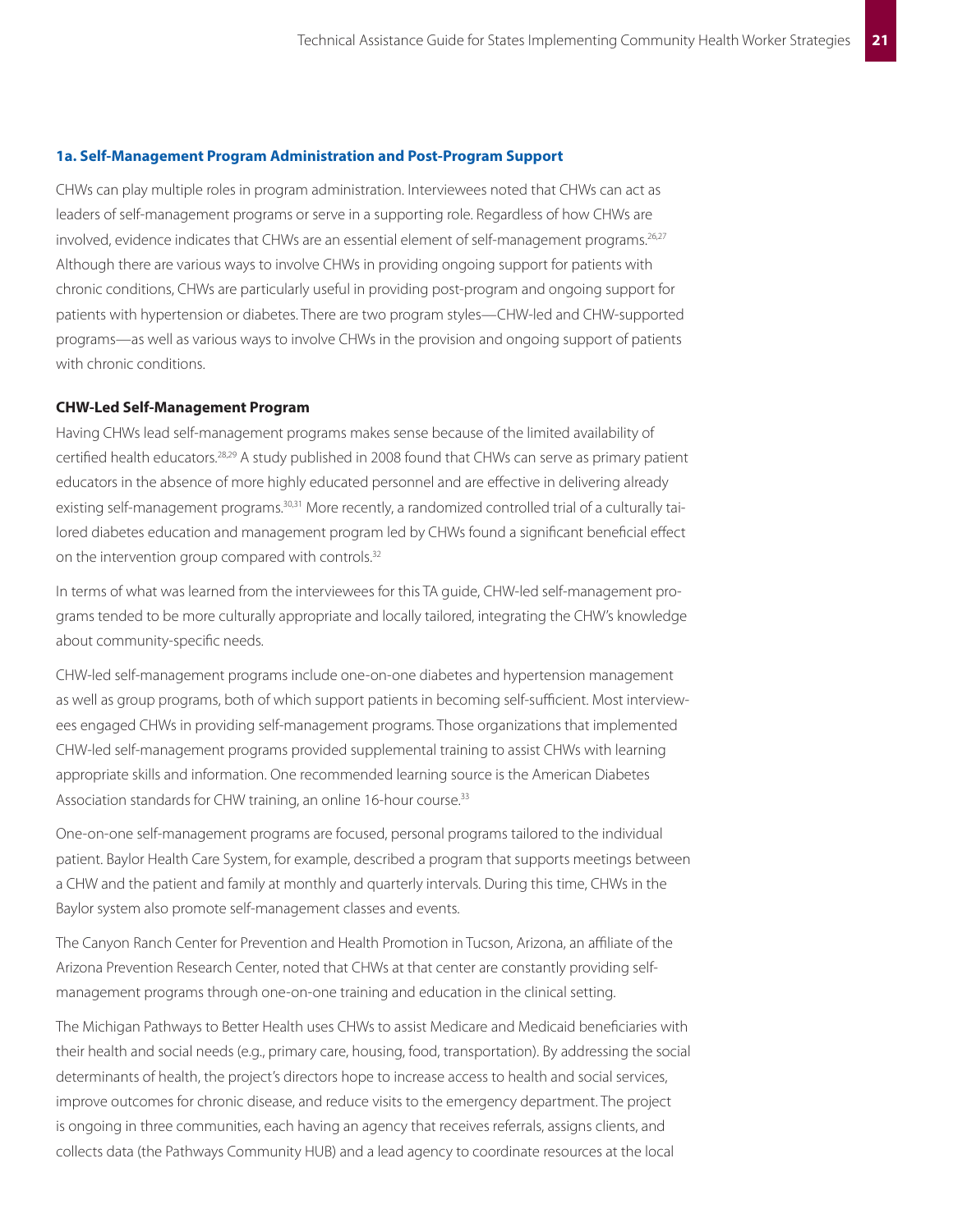### 1a. Self-Management Program Administration and Post-Program Support

CHWs can play multiple roles in program administration. Interviewees noted that CHWs can act as leaders of self-management programs or serve in a supporting role. Regardless of how CHWs are involved, evidence indicates that CHWs are an essential element of self-management programs.[26,27] Although there are various ways to involve CHWs in providing ongoing support for patients with chronic conditions, CHWs are particularly useful in providing post-program and ongoing support for patients with hypertension or diabetes. There are two program styles—CHW-led and CHW-supported programs—as well as various ways to involve CHWs in the provision and ongoing support of patients with chronic conditions.

#### CHW-Led Self-Management Program

Having CHWs lead self-management programs makes sense because of the limited availability of certified health educators.[28,29] A study published in 2008 found that CHWs can serve as primary patient educators in the absence of more highly educated personnel and are effective in delivering already existing self-management programs.[30,31] More recently, a randomized controlled trial of a culturally tailored diabetes education and management program led by CHWs found a significant beneficial effect on the intervention group compared with controls.[32]

In terms of what was learned from the interviewees for this TA guide, CHW-led self-management programs tended to be more culturally appropriate and locally tailored, integrating the CHW's knowledge about community-specific needs.

CHW-led self-management programs include one-on-one diabetes and hypertension management as well as group programs, both of which support patients in becoming self-sufficient. Most interviewees engaged CHWs in providing self-management programs. Those organizations that implemented CHW-led self-management programs provided supplemental training to assist CHWs with learning appropriate skills and information. One recommended learning source is the American Diabetes Association standards for CHW training, an online 16-hour course.[33]

One-on-one self-management programs are focused, personal programs tailored to the individual patient. Baylor Health Care System, for example, described a program that supports meetings between a CHW and the patient and family at monthly and quarterly intervals. During this time, CHWs in the Baylor system also promote self-management classes and events.

The Canyon Ranch Center for Prevention and Health Promotion in Tucson, Arizona, an affiliate of the Arizona Prevention Research Center, noted that CHWs at that center are constantly providing self-management programs through one-on-one training and education in the clinical setting.

The Michigan Pathways to Better Health uses CHWs to assist Medicare and Medicaid beneficiaries with their health and social needs (e.g., primary care, housing, food, transportation). By addressing the social determinants of health, the project's directors hope to increase access to health and social services, improve outcomes for chronic disease, and reduce visits to the emergency department. The project is ongoing in three communities, each having an agency that receives referrals, assigns clients, and collects data (the Pathways Community HUB) and a lead agency to coordinate resources at the local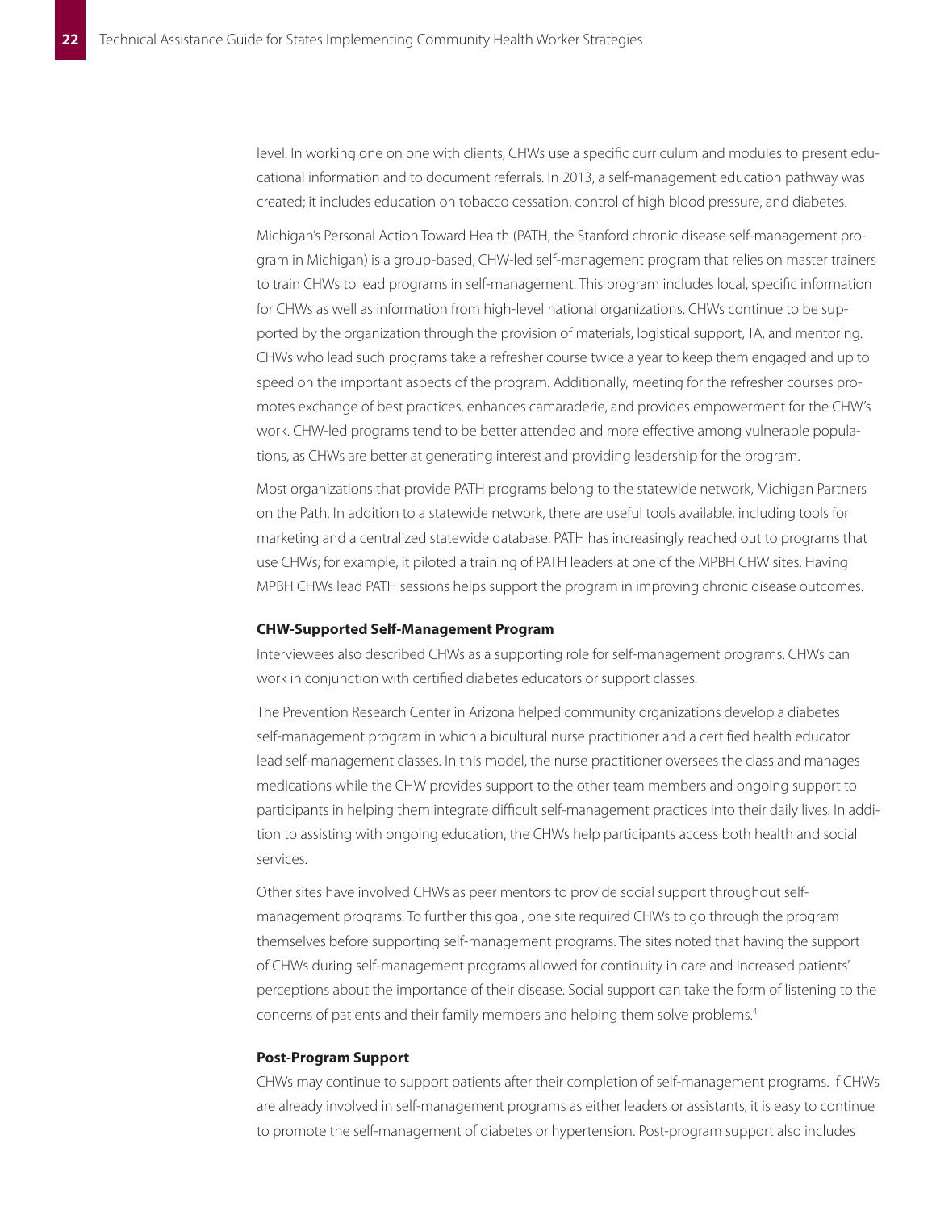level. In working one on one with clients, CHWs use a specific curriculum and modules to present educational information and to document referrals. In 2013, a self-management education pathway was created; it includes education on tobacco cessation, control of high blood pressure, and diabetes.

Michigan's Personal Action Toward Health (PATH, the Stanford chronic disease self-management program in Michigan) is a group-based, CHW-led self-management program that relies on master trainers to train CHWs to lead programs in self-management. This program includes local, specific information for CHWs as well as information from high-level national organizations. CHWs continue to be supported by the organization through the provision of materials, logistical support, TA, and mentoring. CHWs who lead such programs take a refresher course twice a year to keep them engaged and up to speed on the important aspects of the program. Additionally, meeting for the refresher courses promotes exchange of best practices, enhances camaraderie, and provides empowerment for the CHW's work. CHW-led programs tend to be better attended and more effective among vulnerable populations, as CHWs are better at generating interest and providing leadership for the program.

Most organizations that provide PATH programs belong to the statewide network, Michigan Partners on the Path. In addition to a statewide network, there are useful tools available, including tools for marketing and a centralized statewide database. PATH has increasingly reached out to programs that use CHWs; for example, it piloted a training of PATH leaders at one of the MPBH CHW sites. Having MPBH CHWs lead PATH sessions helps support the program in improving chronic disease outcomes.

#### CHW-Supported Self-Management Program

Interviewees also described CHWs as a supporting role for self-management programs. CHWs can work in conjunction with certified diabetes educators or support classes.

The Prevention Research Center in Arizona helped community organizations develop a diabetes self-management program in which a bicultural nurse practitioner and a certified health educator lead self-management classes. In this model, the nurse practitioner oversees the class and manages medications while the CHW provides support to the other team members and ongoing support to participants in helping them integrate difficult self-management practices into their daily lives. In addition to assisting with ongoing education, the CHWs help participants access both health and social services.

Other sites have involved CHWs as peer mentors to provide social support throughout self-management programs. To further this goal, one site required CHWs to go through the program themselves before supporting self-management programs. The sites noted that having the support of CHWs during self-management programs allowed for continuity in care and increased patients' perceptions about the importance of their disease. Social support can take the form of listening to the concerns of patients and their family members and helping them solve problems.[4]

#### Post-Program Support

CHWs may continue to support patients after their completion of self-management programs. If CHWs are already involved in self-management programs as either leaders or assistants, it is easy to continue to promote the self-management of diabetes or hypertension. Post-program support also includes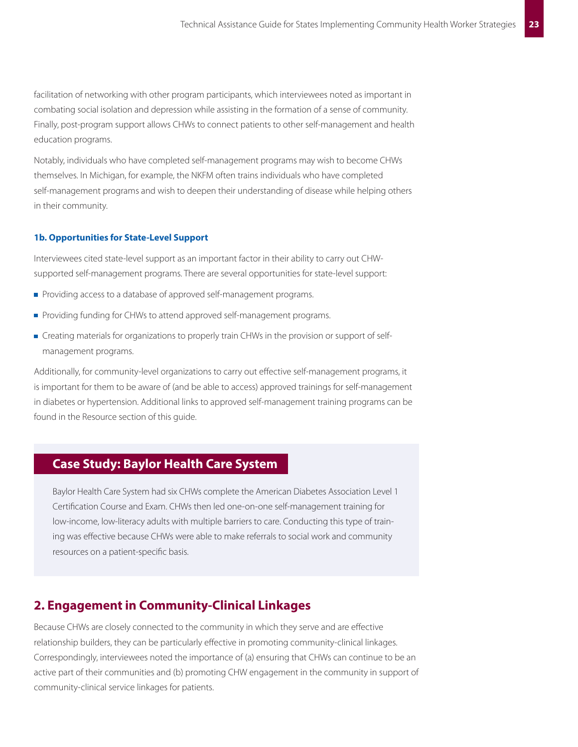facilitation of networking with other program participants, which interviewees noted as important in combating social isolation and depression while assisting in the formation of a sense of community. Finally, post-program support allows CHWs to connect patients to other self-management and health education programs.

Notably, individuals who have completed self-management programs may wish to become CHWs themselves. In Michigan, for example, the NKFM often trains individuals who have completed self-management programs and wish to deepen their understanding of disease while helping others in their community.

#### 1b. Opportunities for State-Level Support

Interviewees cited state-level support as an important factor in their ability to carry out CHW-supported self-management programs. There are several opportunities for state-level support:

- Providing access to a database of approved self-management programs.
- Providing funding for CHWs to attend approved self-management programs.
- Creating materials for organizations to properly train CHWs in the provision or support of self-management programs.

Additionally, for community-level organizations to carry out effective self-management programs, it is important for them to be aware of (and be able to access) approved trainings for self-management in diabetes or hypertension. Additional links to approved self-management training programs can be found in the Resource section of this guide.

### Case Study: Baylor Health Care System

Baylor Health Care System had six CHWs complete the American Diabetes Association Level 1 Certification Course and Exam. CHWs then led one-on-one self-management training for low-income, low-literacy adults with multiple barriers to care. Conducting this type of training was effective because CHWs were able to make referrals to social work and community resources on a patient-specific basis.

## 2. Engagement in Community-Clinical Linkages

Because CHWs are closely connected to the community in which they serve and are effective relationship builders, they can be particularly effective in promoting community-clinical linkages. Correspondingly, interviewees noted the importance of (a) ensuring that CHWs can continue to be an active part of their communities and (b) promoting CHW engagement in the community in support of community-clinical service linkages for patients.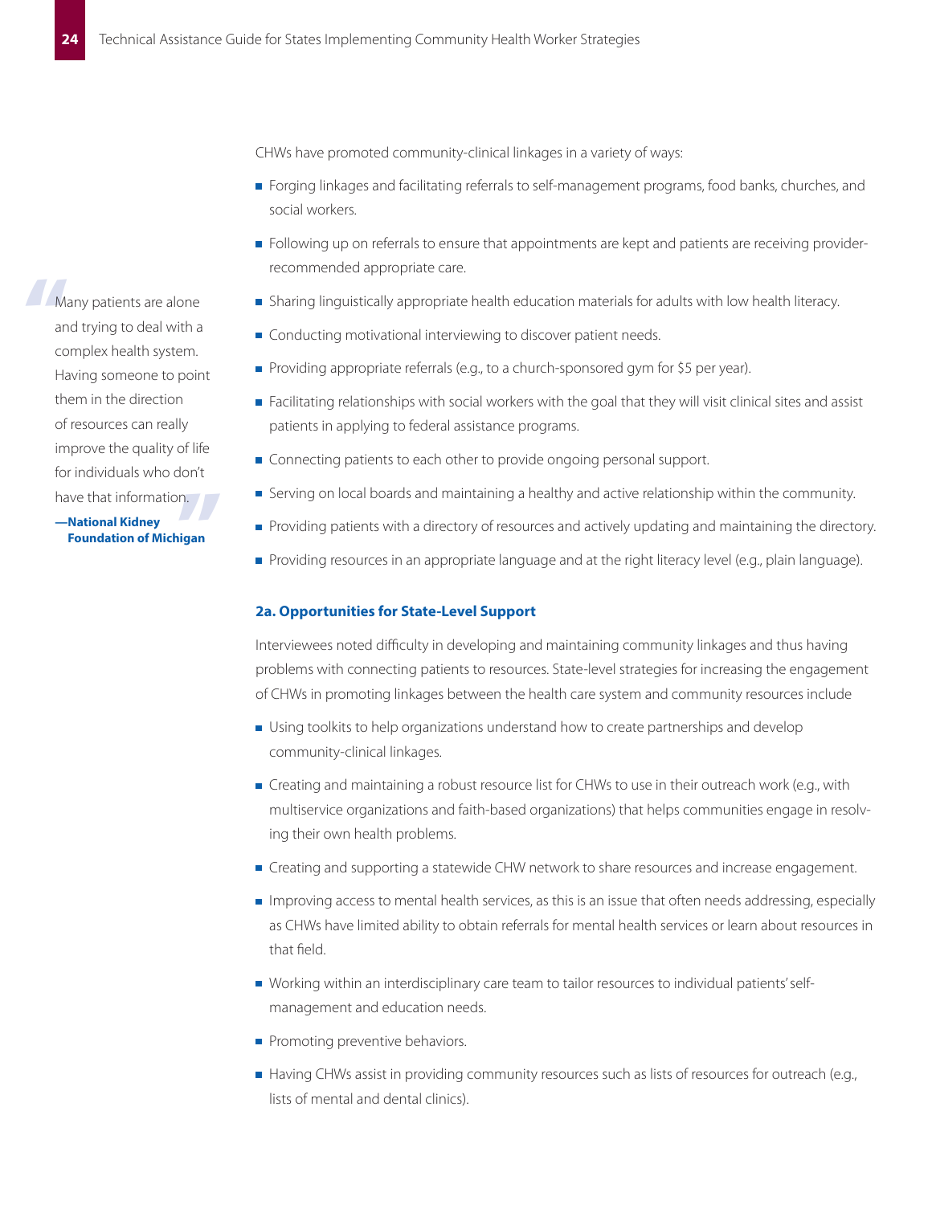CHWs have promoted community-clinical linkages in a variety of ways:

- Forging linkages and facilitating referrals to self-management programs, food banks, churches, and social workers.
- Following up on referrals to ensure that appointments are kept and patients are receiving provider-recommended appropriate care.
- Sharing linguistically appropriate health education materials for adults with low health literacy.
- Conducting motivational interviewing to discover patient needs.
- Providing appropriate referrals (e.g., to a church-sponsored gym for $5 per year).
- Facilitating relationships with social workers with the goal that they will visit clinical sites and assist patients in applying to federal assistance programs.
- Connecting patients to each other to provide ongoing personal support.
- Serving on local boards and maintaining a healthy and active relationship within the community.
- Providing patients with a directory of resources and actively updating and maintaining the directory.
- Providing resources in an appropriate language and at the right literacy level (e.g., plain language).

> "Many patients are alone and trying to deal with a complex health system. Having someone to point them in the direction of resources can really improve the quality of life for individuals who don't have that information."
>
> **—National Kidney Foundation of Michigan**

### 2a. Opportunities for State-Level Support

Interviewees noted difficulty in developing and maintaining community linkages and thus having problems with connecting patients to resources. State-level strategies for increasing the engagement of CHWs in promoting linkages between the health care system and community resources include

- Using toolkits to help organizations understand how to create partnerships and develop community-clinical linkages.
- Creating and maintaining a robust resource list for CHWs to use in their outreach work (e.g., with multiservice organizations and faith-based organizations) that helps communities engage in resolving their own health problems.
- Creating and supporting a statewide CHW network to share resources and increase engagement.
- Improving access to mental health services, as this is an issue that often needs addressing, especially as CHWs have limited ability to obtain referrals for mental health services or learn about resources in that field.
- Working within an interdisciplinary care team to tailor resources to individual patients' self-management and education needs.
- Promoting preventive behaviors.
- Having CHWs assist in providing community resources such as lists of resources for outreach (e.g., lists of mental and dental clinics).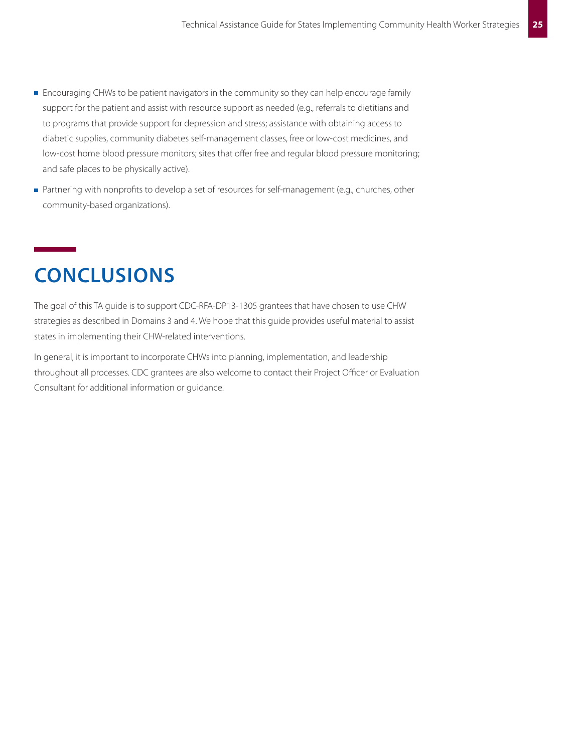- Encouraging CHWs to be patient navigators in the community so they can help encourage family support for the patient and assist with resource support as needed (e.g., referrals to dietitians and to programs that provide support for depression and stress; assistance with obtaining access to diabetic supplies, community diabetes self-management classes, free or low-cost medicines, and low-cost home blood pressure monitors; sites that offer free and regular blood pressure monitoring; and safe places to be physically active).
- Partnering with nonprofits to develop a set of resources for self-management (e.g., churches, other community-based organizations).

# CONCLUSIONS

The goal of this TA guide is to support CDC-RFA-DP13-1305 grantees that have chosen to use CHW strategies as described in Domains 3 and 4. We hope that this guide provides useful material to assist states in implementing their CHW-related interventions.

In general, it is important to incorporate CHWs into planning, implementation, and leadership throughout all processes. CDC grantees are also welcome to contact their Project Officer or Evaluation Consultant for additional information or guidance.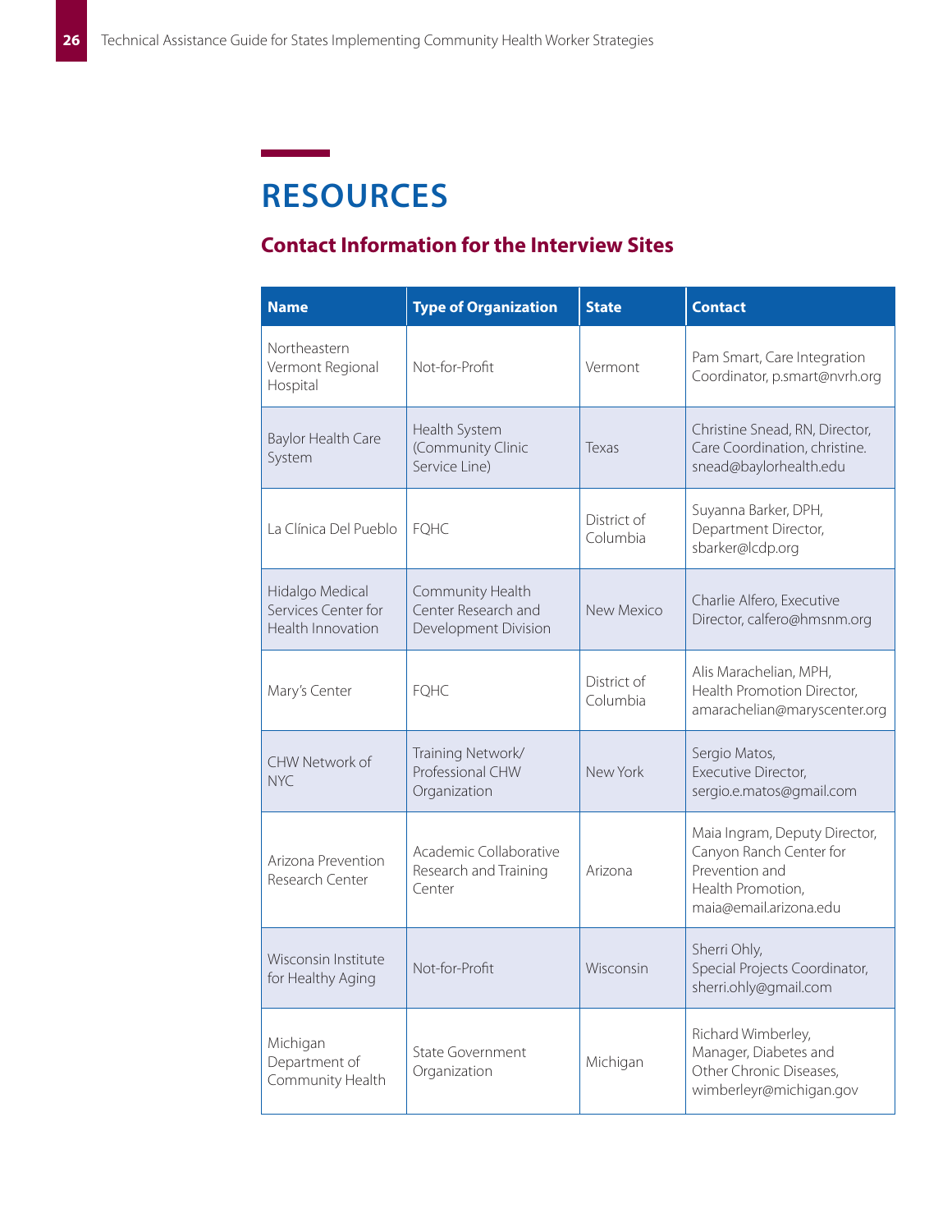# RESOURCES

## Contact Information for the Interview Sites

| Name | Type of Organization | State | Contact |
|---|---|---|---|
| Northeastern Vermont Regional Hospital | Not-for-Profit | Vermont | Pam Smart, Care Integration Coordinator, p.smart@nvrh.org |
| Baylor Health Care System | Health System (Community Clinic Service Line) | Texas | Christine Snead, RN, Director, Care Coordination, christine.snead@baylorhealth.edu |
| La Clínica Del Pueblo | FQHC | District of Columbia | Suyanna Barker, DPH, Department Director, sbarker@lcdp.org |
| Hidalgo Medical Services Center for Health Innovation | Community Health Center Research and Development Division | New Mexico | Charlie Alfero, Executive Director, calfero@hmsnm.org |
| Mary's Center | FQHC | District of Columbia | Alis Marachelian, MPH, Health Promotion Director, amarachelian@maryscenter.org |
| CHW Network of NYC | Training Network/ Professional CHW Organization | New York | Sergio Matos, Executive Director, sergio.e.matos@gmail.com |
| Arizona Prevention Research Center | Academic Collaborative Research and Training Center | Arizona | Maia Ingram, Deputy Director, Canyon Ranch Center for Prevention and Health Promotion, maia@email.arizona.edu |
| Wisconsin Institute for Healthy Aging | Not-for-Profit | Wisconsin | Sherri Ohly, Special Projects Coordinator, sherri.ohly@gmail.com |
| Michigan Department of Community Health | State Government Organization | Michigan | Richard Wimberley, Manager, Diabetes and Other Chronic Diseases, wimberleyr@michigan.gov |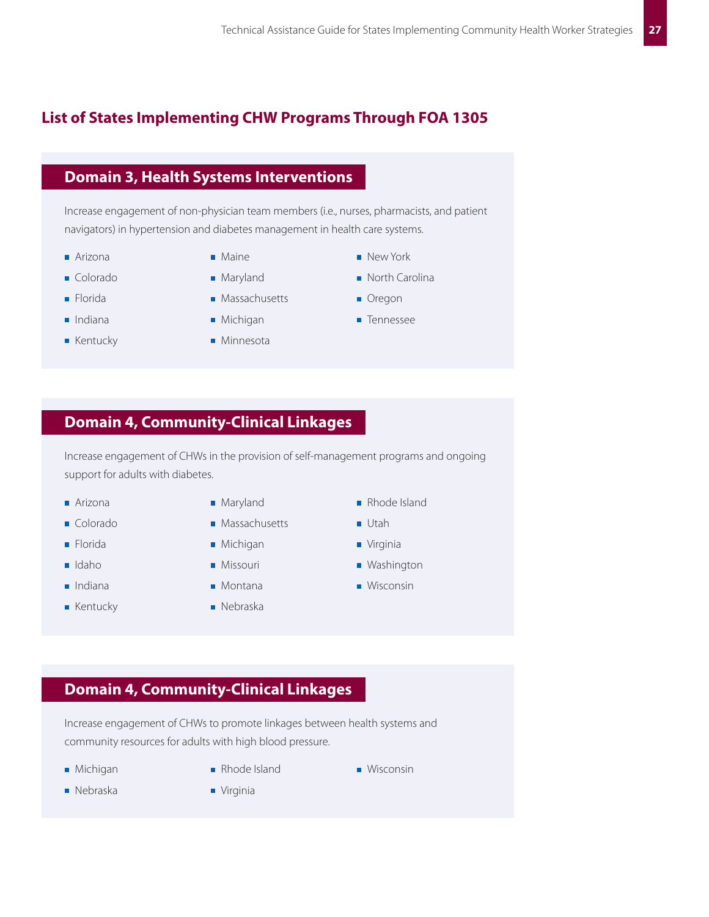## List of States Implementing CHW Programs Through FOA 1305

### Domain 3, Health Systems Interventions

Increase engagement of non-physician team members (i.e., nurses, pharmacists, and patient navigators) in hypertension and diabetes management in health care systems.

- Arizona
- Colorado
- Florida
- Indiana
- Kentucky
- Maine
- Maryland
- Massachusetts
- Michigan
- Minnesota
- New York
- North Carolina
- Oregon
- Tennessee

### Domain 4, Community-Clinical Linkages

Increase engagement of CHWs in the provision of self-management programs and ongoing support for adults with diabetes.

- Arizona
- Colorado
- Florida
- Idaho
- Indiana
- Kentucky
- Maryland
- Massachusetts
- Michigan
- Missouri
- Montana
- Nebraska
- Rhode Island
- Utah
- Virginia
- Washington
- Wisconsin

### Domain 4, Community-Clinical Linkages

Increase engagement of CHWs to promote linkages between health systems and community resources for adults with high blood pressure.

- Michigan
- Nebraska
- Rhode Island
- Virginia
- Wisconsin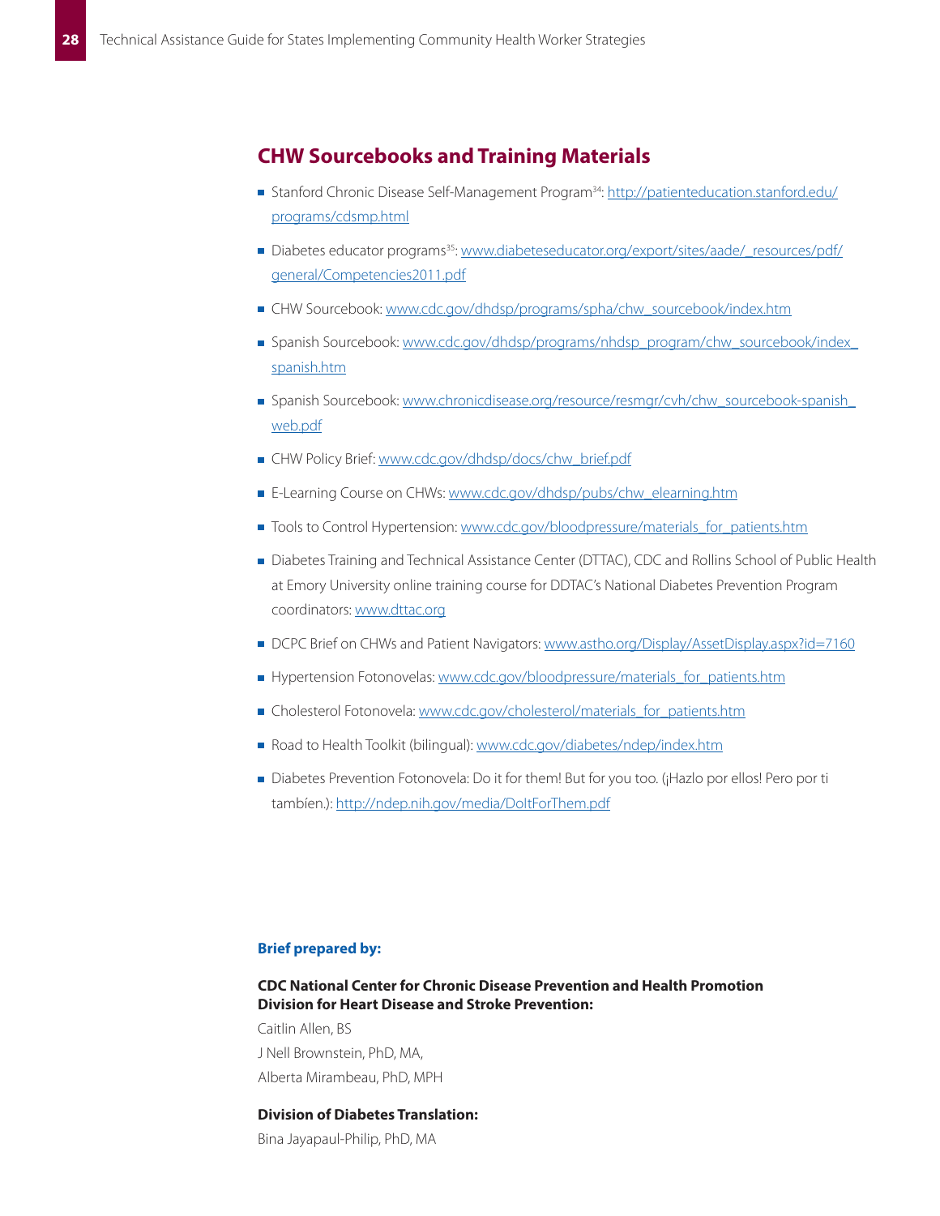## CHW Sourcebooks and Training Materials

- Stanford Chronic Disease Self-Management Program[34]: http://patienteducation.stanford.edu/programs/cdsmp.html
- Diabetes educator programs[35]: www.diabeteseducator.org/export/sites/aade/_resources/pdf/general/Competencies2011.pdf
- CHW Sourcebook: www.cdc.gov/dhdsp/programs/spha/chw_sourcebook/index.htm
- Spanish Sourcebook: www.cdc.gov/dhdsp/programs/nhdsp_program/chw_sourcebook/index_spanish.htm
- Spanish Sourcebook: www.chronicdisease.org/resource/resmgr/cvh/chw_sourcebook-spanish_web.pdf
- CHW Policy Brief: www.cdc.gov/dhdsp/docs/chw_brief.pdf
- E-Learning Course on CHWs: www.cdc.gov/dhdsp/pubs/chw_elearning.htm
- Tools to Control Hypertension: www.cdc.gov/bloodpressure/materials_for_patients.htm
- Diabetes Training and Technical Assistance Center (DTTAC), CDC and Rollins School of Public Health at Emory University online training course for DDTAC's National Diabetes Prevention Program coordinators: www.dttac.org
- DCPC Brief on CHWs and Patient Navigators: www.astho.org/Display/AssetDisplay.aspx?id=7160
- Hypertension Fotonovelas: www.cdc.gov/bloodpressure/materials_for_patients.htm
- Cholesterol Fotonovela: www.cdc.gov/cholesterol/materials_for_patients.htm
- Road to Health Toolkit (bilingual): www.cdc.gov/diabetes/ndep/index.htm
- Diabetes Prevention Fotonovela: Do it for them! But for you too. (¡Hazlo por ellos! Pero por ti tambíen.): http://ndep.nih.gov/media/DoItForThem.pdf

**Brief prepared by:**

**CDC National Center for Chronic Disease Prevention and Health Promotion**
**Division for Heart Disease and Stroke Prevention:**

Caitlin Allen, BS

J Nell Brownstein, PhD, MA,

Alberta Mirambeau, PhD, MPH

**Division of Diabetes Translation:**

Bina Jayapaul-Philip, PhD, MA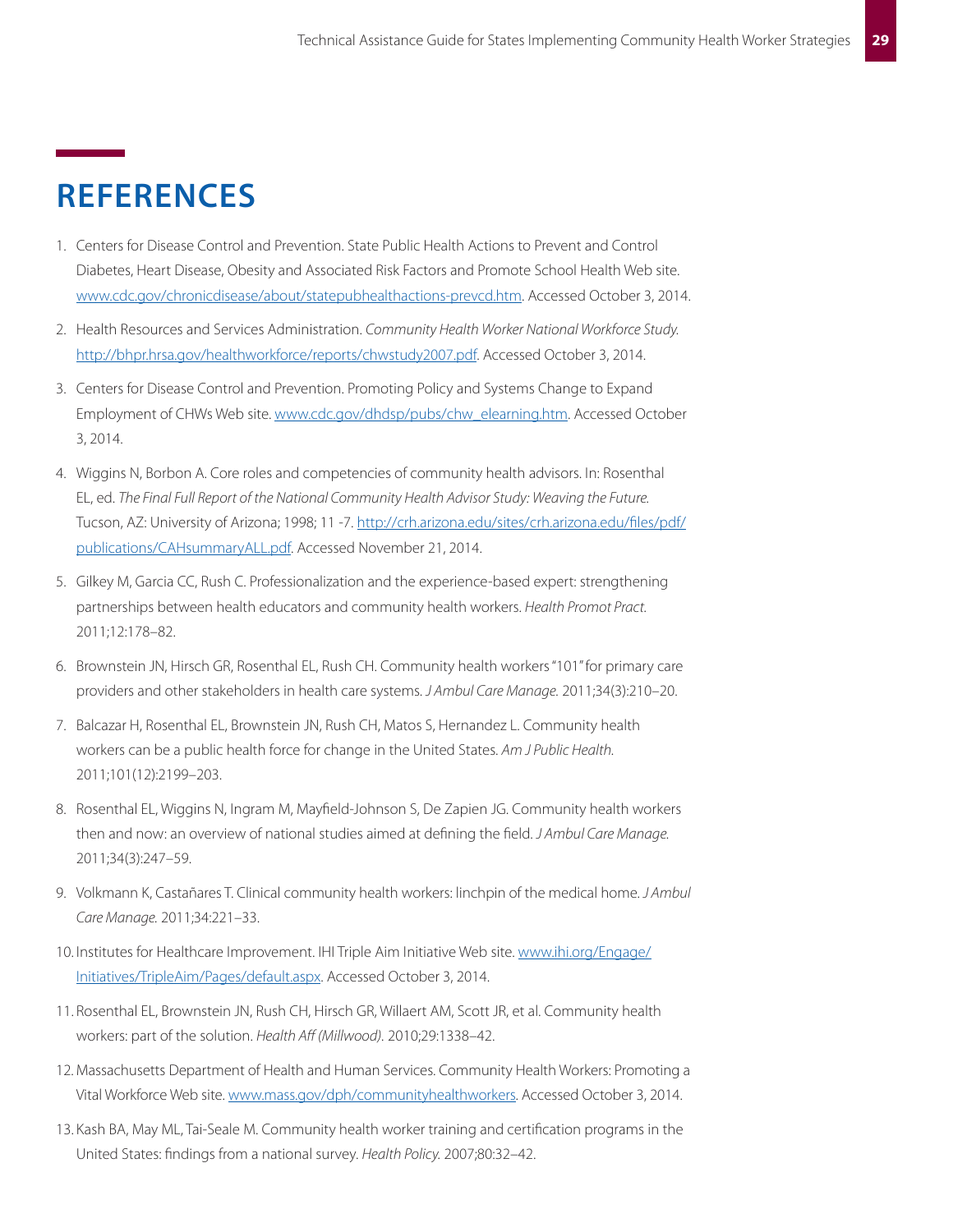# REFERENCES

1. Centers for Disease Control and Prevention. State Public Health Actions to Prevent and Control Diabetes, Heart Disease, Obesity and Associated Risk Factors and Promote School Health Web site. www.cdc.gov/chronicdisease/about/statepubhealthactions-prevcd.htm. Accessed October 3, 2014.
2. Health Resources and Services Administration. *Community Health Worker National Workforce Study.* http://bhpr.hrsa.gov/healthworkforce/reports/chwstudy2007.pdf. Accessed October 3, 2014.
3. Centers for Disease Control and Prevention. Promoting Policy and Systems Change to Expand Employment of CHWs Web site. www.cdc.gov/dhdsp/pubs/chw_elearning.htm. Accessed October 3, 2014.
4. Wiggins N, Borbon A. Core roles and competencies of community health advisors. In: Rosenthal EL, ed. *The Final Full Report of the National Community Health Advisor Study: Weaving the Future.* Tucson, AZ: University of Arizona; 1998; 11 -7. http://crh.arizona.edu/sites/crh.arizona.edu/files/pdf/publications/CAHsummaryALL.pdf. Accessed November 21, 2014.
5. Gilkey M, Garcia CC, Rush C. Professionalization and the experience-based expert: strengthening partnerships between health educators and community health workers. *Health Promot Pract.* 2011;12:178–82.
6. Brownstein JN, Hirsch GR, Rosenthal EL, Rush CH. Community health workers "101" for primary care providers and other stakeholders in health care systems. *J Ambul Care Manage.* 2011;34(3):210–20.
7. Balcazar H, Rosenthal EL, Brownstein JN, Rush CH, Matos S, Hernandez L. Community health workers can be a public health force for change in the United States. *Am J Public Health.* 2011;101(12):2199–203.
8. Rosenthal EL, Wiggins N, Ingram M, Mayfield-Johnson S, De Zapien JG. Community health workers then and now: an overview of national studies aimed at defining the field. *J Ambul Care Manage.* 2011;34(3):247–59.
9. Volkmann K, Castañares T. Clinical community health workers: linchpin of the medical home. *J Ambul Care Manage.* 2011;34:221–33.
10. Institutes for Healthcare Improvement. IHI Triple Aim Initiative Web site. www.ihi.org/Engage/Initiatives/TripleAim/Pages/default.aspx. Accessed October 3, 2014.
11. Rosenthal EL, Brownstein JN, Rush CH, Hirsch GR, Willaert AM, Scott JR, et al. Community health workers: part of the solution. *Health Aff (Millwood).* 2010;29:1338–42.
12. Massachusetts Department of Health and Human Services. Community Health Workers: Promoting a Vital Workforce Web site. www.mass.gov/dph/communityhealthworkers. Accessed October 3, 2014.
13. Kash BA, May ML, Tai-Seale M. Community health worker training and certification programs in the United States: findings from a national survey. *Health Policy.* 2007;80:32–42.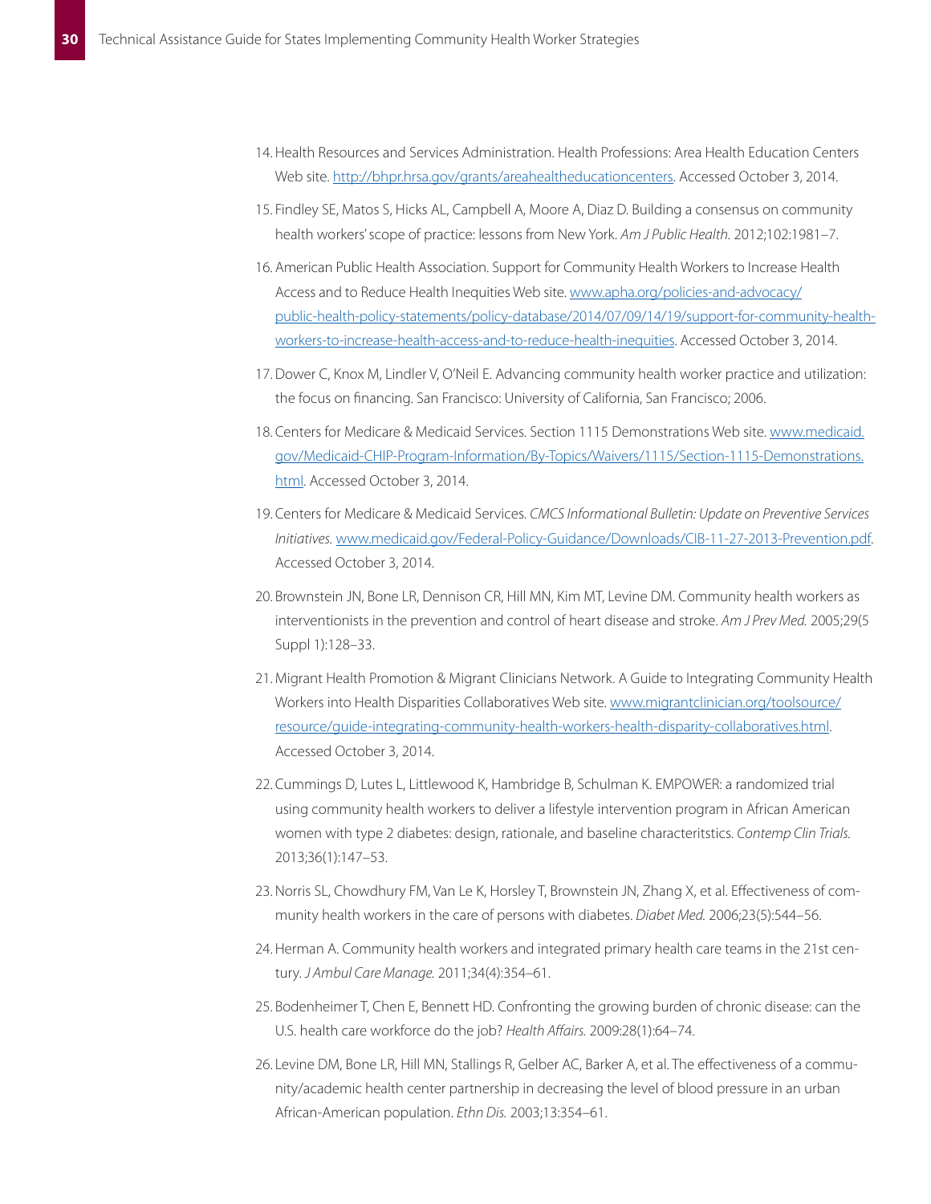14. Health Resources and Services Administration. Health Professions: Area Health Education Centers Web site. http://bhpr.hrsa.gov/grants/areahealtheducationcenters. Accessed October 3, 2014.
15. Findley SE, Matos S, Hicks AL, Campbell A, Moore A, Diaz D. Building a consensus on community health workers' scope of practice: lessons from New York. *Am J Public Health.* 2012;102:1981–7.
16. American Public Health Association. Support for Community Health Workers to Increase Health Access and to Reduce Health Inequities Web site. www.apha.org/policies-and-advocacy/public-health-policy-statements/policy-database/2014/07/09/14/19/support-for-community-health-workers-to-increase-health-access-and-to-reduce-health-inequities. Accessed October 3, 2014.
17. Dower C, Knox M, Lindler V, O'Neil E. Advancing community health worker practice and utilization: the focus on financing. San Francisco: University of California, San Francisco; 2006.
18. Centers for Medicare & Medicaid Services. Section 1115 Demonstrations Web site. www.medicaid.gov/Medicaid-CHIP-Program-Information/By-Topics/Waivers/1115/Section-1115-Demonstrations.html. Accessed October 3, 2014.
19. Centers for Medicare & Medicaid Services. *CMCS Informational Bulletin: Update on Preventive Services Initiatives.* www.medicaid.gov/Federal-Policy-Guidance/Downloads/CIB-11-27-2013-Prevention.pdf. Accessed October 3, 2014.
20. Brownstein JN, Bone LR, Dennison CR, Hill MN, Kim MT, Levine DM. Community health workers as interventionists in the prevention and control of heart disease and stroke. *Am J Prev Med.* 2005;29(5 Suppl 1):128–33.
21. Migrant Health Promotion & Migrant Clinicians Network. A Guide to Integrating Community Health Workers into Health Disparities Collaboratives Web site. www.migrantclinician.org/toolsource/resource/guide-integrating-community-health-workers-health-disparity-collaboratives.html. Accessed October 3, 2014.
22. Cummings D, Lutes L, Littlewood K, Hambridge B, Schulman K. EMPOWER: a randomized trial using community health workers to deliver a lifestyle intervention program in African American women with type 2 diabetes: design, rationale, and baseline characteritstics. *Contemp Clin Trials.* 2013;36(1):147–53.
23. Norris SL, Chowdhury FM, Van Le K, Horsley T, Brownstein JN, Zhang X, et al. Effectiveness of community health workers in the care of persons with diabetes. *Diabet Med.* 2006;23(5):544–56.
24. Herman A. Community health workers and integrated primary health care teams in the 21st century. *J Ambul Care Manage.* 2011;34(4):354–61.
25. Bodenheimer T, Chen E, Bennett HD. Confronting the growing burden of chronic disease: can the U.S. health care workforce do the job? *Health Affairs.* 2009:28(1):64–74.
26. Levine DM, Bone LR, Hill MN, Stallings R, Gelber AC, Barker A, et al. The effectiveness of a community/academic health center partnership in decreasing the level of blood pressure in an urban African-American population. *Ethn Dis.* 2003;13:354–61.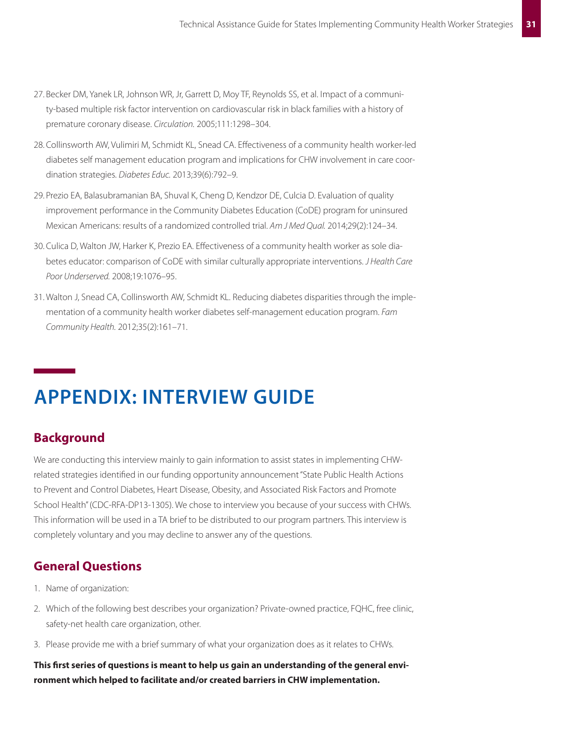27. Becker DM, Yanek LR, Johnson WR, Jr, Garrett D, Moy TF, Reynolds SS, et al. Impact of a community-based multiple risk factor intervention on cardiovascular risk in black families with a history of premature coronary disease. *Circulation.* 2005;111:1298–304.

28. Collinsworth AW, Vulimiri M, Schmidt KL, Snead CA. Effectiveness of a community health worker-led diabetes self management education program and implications for CHW involvement in care coordination strategies. *Diabetes Educ.* 2013;39(6):792–9.

29. Prezio EA, Balasubramanian BA, Shuval K, Cheng D, Kendzor DE, Culcia D. Evaluation of quality improvement performance in the Community Diabetes Education (CoDE) program for uninsured Mexican Americans: results of a randomized controlled trial. *Am J Med Qual.* 2014;29(2):124–34.

30. Culica D, Walton JW, Harker K, Prezio EA. Effectiveness of a community health worker as sole diabetes educator: comparison of CoDE with similar culturally appropriate interventions. *J Health Care Poor Underserved.* 2008;19:1076–95.

31. Walton J, Snead CA, Collinsworth AW, Schmidt KL. Reducing diabetes disparities through the implementation of a community health worker diabetes self-management education program. *Fam Community Health.* 2012;35(2):161–71.

# APPENDIX: INTERVIEW GUIDE

## Background

We are conducting this interview mainly to gain information to assist states in implementing CHW-related strategies identified in our funding opportunity announcement "State Public Health Actions to Prevent and Control Diabetes, Heart Disease, Obesity, and Associated Risk Factors and Promote School Health" (CDC-RFA-DP13-1305). We chose to interview you because of your success with CHWs. This information will be used in a TA brief to be distributed to our program partners. This interview is completely voluntary and you may decline to answer any of the questions.

## General Questions

1. Name of organization:
2. Which of the following best describes your organization? Private-owned practice, FQHC, free clinic, safety-net health care organization, other.
3. Please provide me with a brief summary of what your organization does as it relates to CHWs.

**This first series of questions is meant to help us gain an understanding of the general environment which helped to facilitate and/or created barriers in CHW implementation.**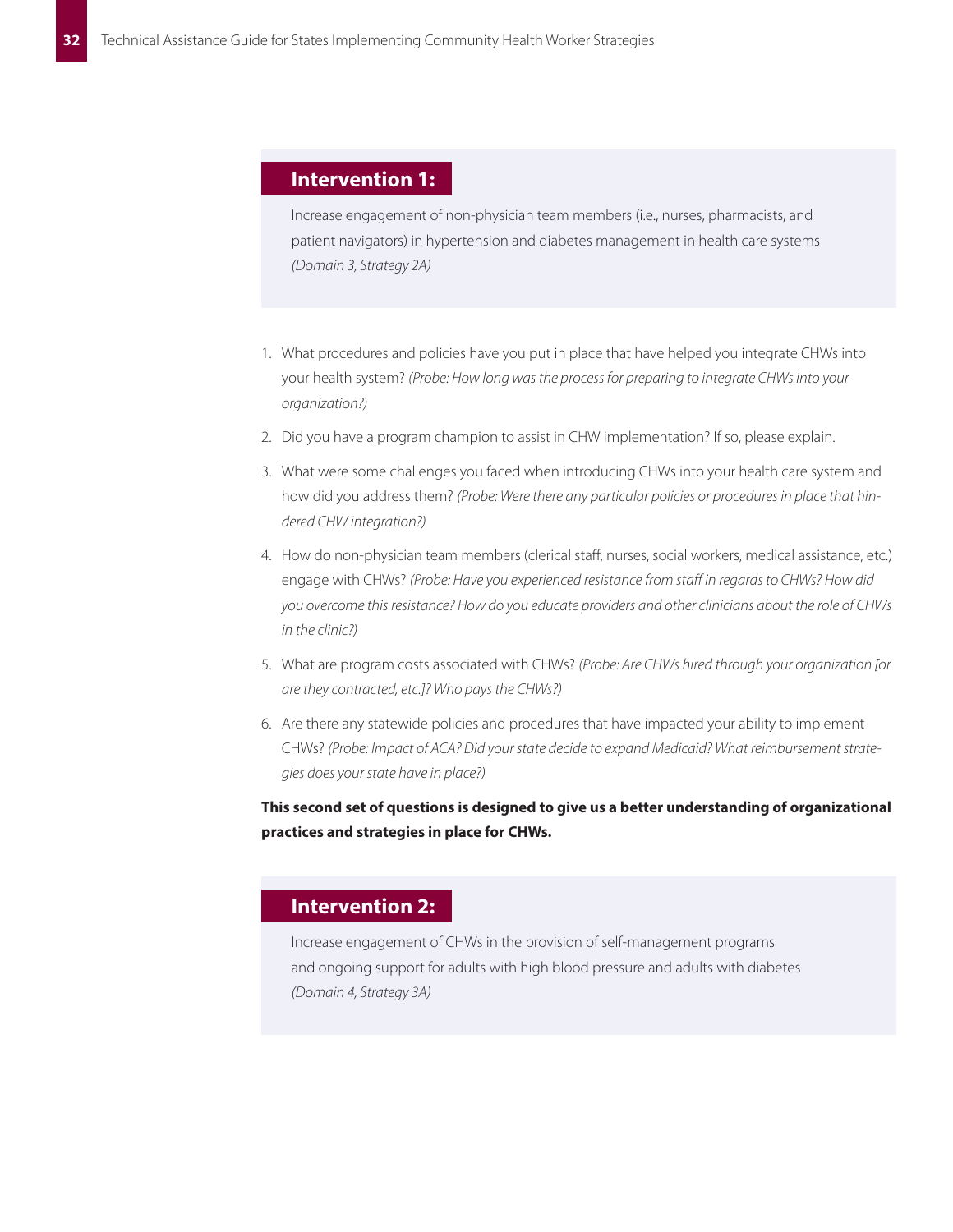## Intervention 1:

Increase engagement of non-physician team members (i.e., nurses, pharmacists, and patient navigators) in hypertension and diabetes management in health care systems *(Domain 3, Strategy 2A)*

1. What procedures and policies have you put in place that have helped you integrate CHWs into your health system? *(Probe: How long was the process for preparing to integrate CHWs into your organization?)*
2. Did you have a program champion to assist in CHW implementation? If so, please explain.
3. What were some challenges you faced when introducing CHWs into your health care system and how did you address them? *(Probe: Were there any particular policies or procedures in place that hindered CHW integration?)*
4. How do non-physician team members (clerical staff, nurses, social workers, medical assistance, etc.) engage with CHWs? *(Probe: Have you experienced resistance from staff in regards to CHWs? How did you overcome this resistance? How do you educate providers and other clinicians about the role of CHWs in the clinic?)*
5. What are program costs associated with CHWs? *(Probe: Are CHWs hired through your organization [or are they contracted, etc.]? Who pays the CHWs?)*
6. Are there any statewide policies and procedures that have impacted your ability to implement CHWs? *(Probe: Impact of ACA? Did your state decide to expand Medicaid? What reimbursement strategies does your state have in place?)*

**This second set of questions is designed to give us a better understanding of organizational practices and strategies in place for CHWs.**

## Intervention 2:

Increase engagement of CHWs in the provision of self-management programs and ongoing support for adults with high blood pressure and adults with diabetes *(Domain 4, Strategy 3A)*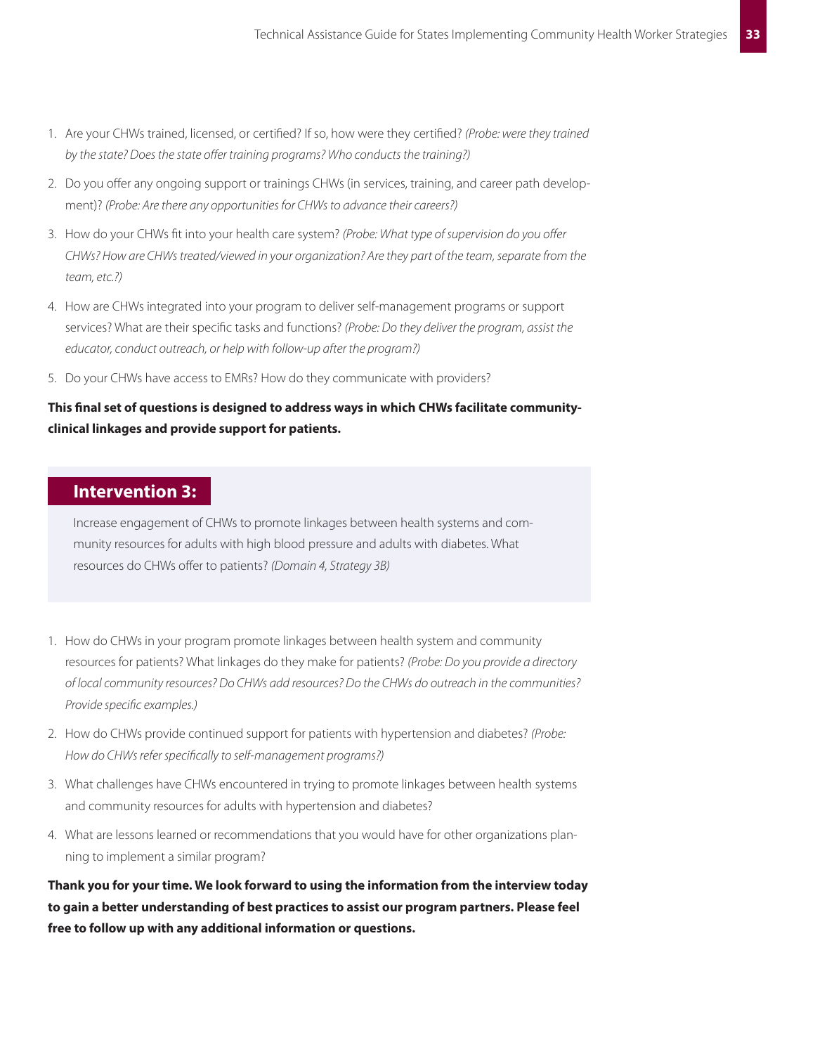1. Are your CHWs trained, licensed, or certified? If so, how were they certified? *(Probe: were they trained by the state? Does the state offer training programs? Who conducts the training?)*
2. Do you offer any ongoing support or trainings CHWs (in services, training, and career path development)? *(Probe: Are there any opportunities for CHWs to advance their careers?)*
3. How do your CHWs fit into your health care system? *(Probe: What type of supervision do you offer CHWs? How are CHWs treated/viewed in your organization? Are they part of the team, separate from the team, etc.?)*
4. How are CHWs integrated into your program to deliver self-management programs or support services? What are their specific tasks and functions? *(Probe: Do they deliver the program, assist the educator, conduct outreach, or help with follow-up after the program?)*
5. Do your CHWs have access to EMRs? How do they communicate with providers?

**This final set of questions is designed to address ways in which CHWs facilitate community-clinical linkages and provide support for patients.**

## Intervention 3:

Increase engagement of CHWs to promote linkages between health systems and community resources for adults with high blood pressure and adults with diabetes. What resources do CHWs offer to patients? *(Domain 4, Strategy 3B)*

1. How do CHWs in your program promote linkages between health system and community resources for patients? What linkages do they make for patients? *(Probe: Do you provide a directory of local community resources? Do CHWs add resources? Do the CHWs do outreach in the communities? Provide specific examples.)*
2. How do CHWs provide continued support for patients with hypertension and diabetes? *(Probe: How do CHWs refer specifically to self-management programs?)*
3. What challenges have CHWs encountered in trying to promote linkages between health systems and community resources for adults with hypertension and diabetes?
4. What are lessons learned or recommendations that you would have for other organizations planning to implement a similar program?

**Thank you for your time. We look forward to using the information from the interview today to gain a better understanding of best practices to assist our program partners. Please feel free to follow up with any additional information or questions.**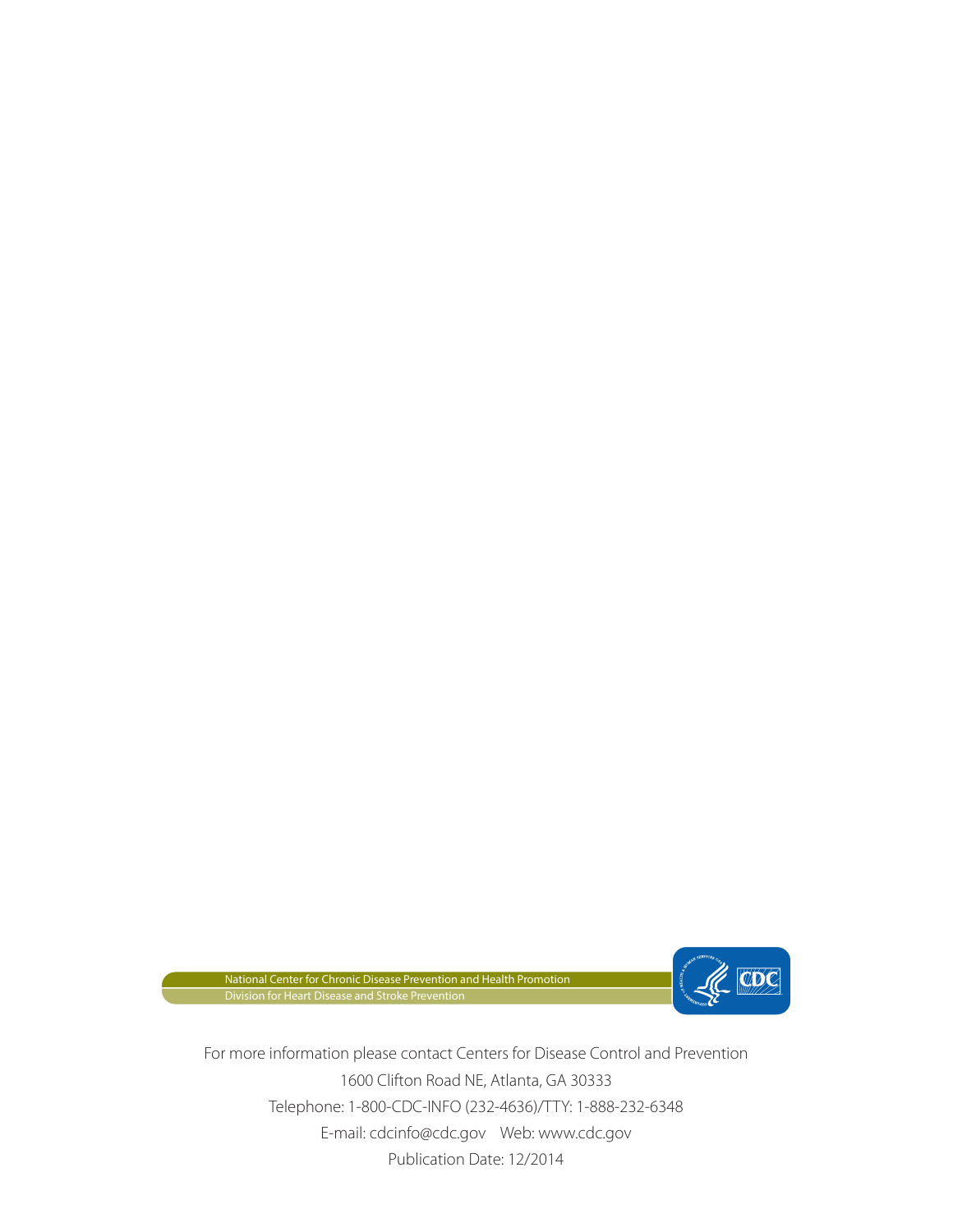National Center for Chronic Disease Prevention and Health Promotion
Division for Heart Disease and Stroke Prevention

For more information please contact Centers for Disease Control and Prevention
1600 Clifton Road NE, Atlanta, GA 30333
Telephone: 1-800-CDC-INFO (232-4636)/TTY: 1-888-232-6348
E-mail: cdcinfo@cdc.gov Web: www.cdc.gov
Publication Date: 12/2014